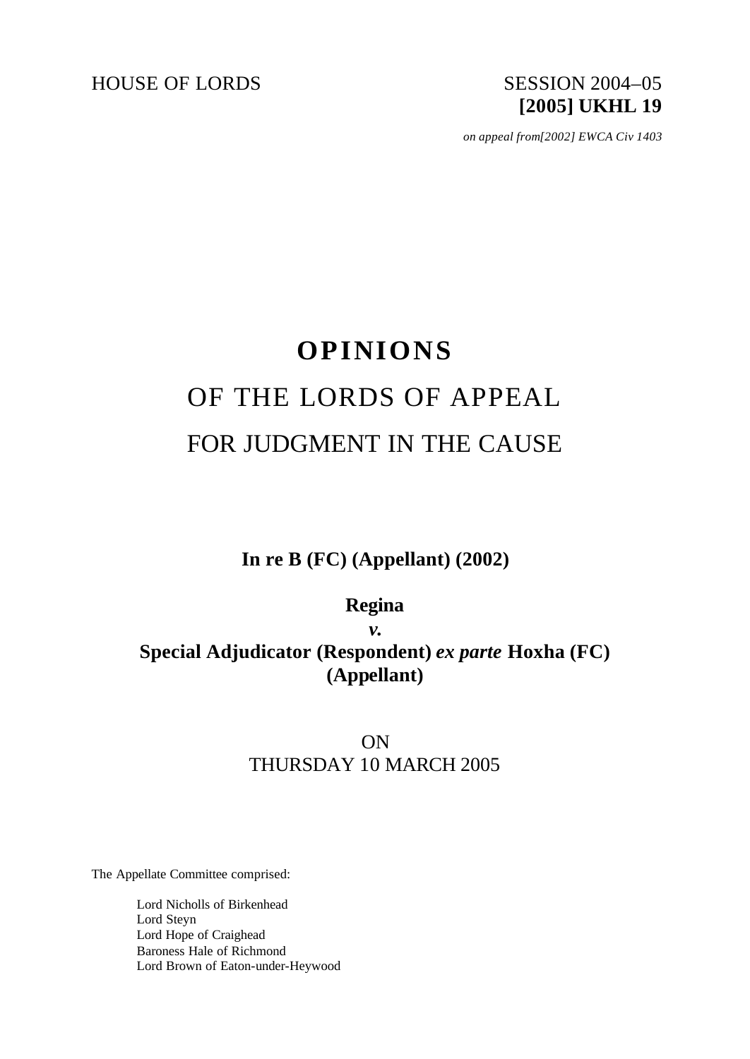HOUSE OF LORDS SESSION 2004–05

**[2005] UKHL 19**

*on appeal from[2002] EWCA Civ 1403*

# OPINIONS

# OF THE LORDS OF APPEAL

# FOR JUDGMENT IN THE CAUSE

**In re B (FC) (Appellant) (2002)**

**Regina**

***v.***

**Special Adjudicator (Respondent) *ex parte* Hoxha (FC) (Appellant)**

ON

THURSDAY 10 MARCH 2005

The Appellate Committee comprised:

Lord Nicholls of Birkenhead
Lord Steyn
Lord Hope of Craighead
Baroness Hale of Richmond
Lord Brown of Eaton-under-Heywood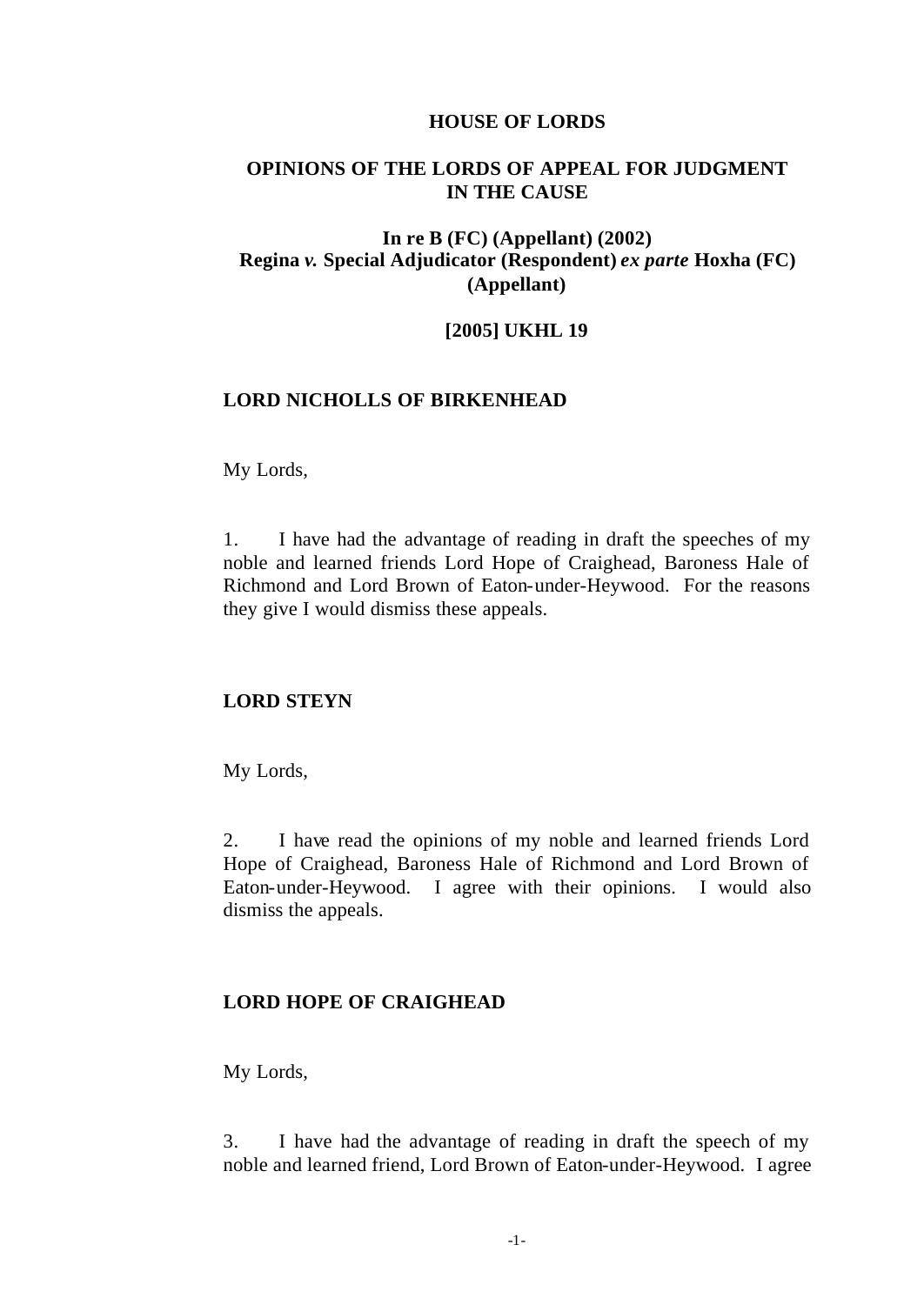# HOUSE OF LORDS

## OPINIONS OF THE LORDS OF APPEAL FOR JUDGMENT IN THE CAUSE

**In re B (FC) (Appellant) (2002)**
**Regina *v.* Special Adjudicator (Respondent) *ex parte* Hoxha (FC) (Appellant)**

**[2005] UKHL 19**

### LORD NICHOLLS OF BIRKENHEAD

My Lords,

1. I have had the advantage of reading in draft the speeches of my noble and learned friends Lord Hope of Craighead, Baroness Hale of Richmond and Lord Brown of Eaton-under-Heywood. For the reasons they give I would dismiss these appeals.

### LORD STEYN

My Lords,

2. I have read the opinions of my noble and learned friends Lord Hope of Craighead, Baroness Hale of Richmond and Lord Brown of Eaton-under-Heywood. I agree with their opinions. I would also dismiss the appeals.

### LORD HOPE OF CRAIGHEAD

My Lords,

3. I have had the advantage of reading in draft the speech of my noble and learned friend, Lord Brown of Eaton-under-Heywood. I agree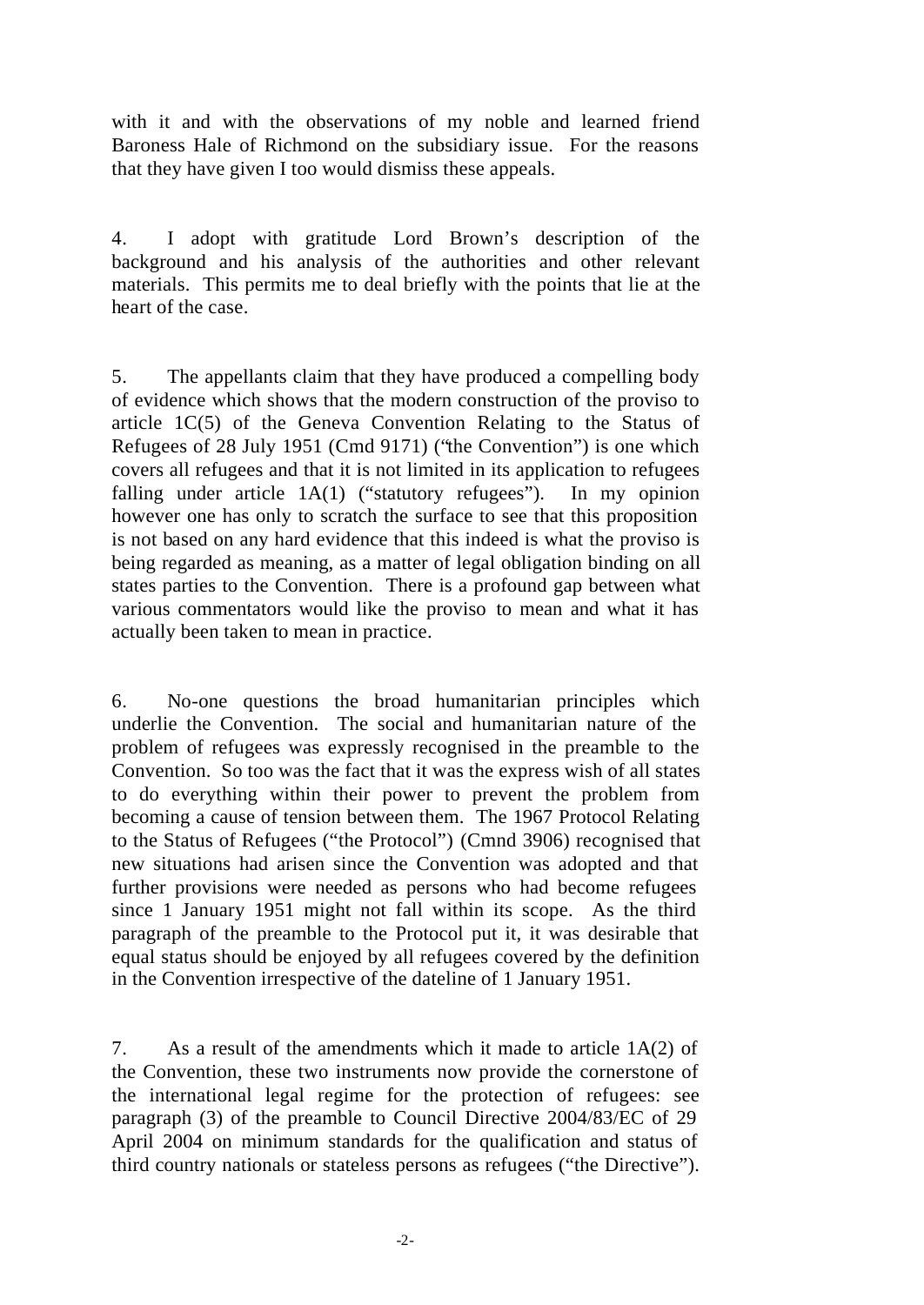with it and with the observations of my noble and learned friend Baroness Hale of Richmond on the subsidiary issue. For the reasons that they have given I too would dismiss these appeals.

4. I adopt with gratitude Lord Brown's description of the background and his analysis of the authorities and other relevant materials. This permits me to deal briefly with the points that lie at the heart of the case.

5. The appellants claim that they have produced a compelling body of evidence which shows that the modern construction of the proviso to article 1C(5) of the Geneva Convention Relating to the Status of Refugees of 28 July 1951 (Cmd 9171) ("the Convention") is one which covers all refugees and that it is not limited in its application to refugees falling under article 1A(1) ("statutory refugees"). In my opinion however one has only to scratch the surface to see that this proposition is not based on any hard evidence that this indeed is what the proviso is being regarded as meaning, as a matter of legal obligation binding on all states parties to the Convention. There is a profound gap between what various commentators would like the proviso to mean and what it has actually been taken to mean in practice.

6. No-one questions the broad humanitarian principles which underlie the Convention. The social and humanitarian nature of the problem of refugees was expressly recognised in the preamble to the Convention. So too was the fact that it was the express wish of all states to do everything within their power to prevent the problem from becoming a cause of tension between them. The 1967 Protocol Relating to the Status of Refugees ("the Protocol") (Cmnd 3906) recognised that new situations had arisen since the Convention was adopted and that further provisions were needed as persons who had become refugees since 1 January 1951 might not fall within its scope. As the third paragraph of the preamble to the Protocol put it, it was desirable that equal status should be enjoyed by all refugees covered by the definition in the Convention irrespective of the dateline of 1 January 1951.

7. As a result of the amendments which it made to article 1A(2) of the Convention, these two instruments now provide the cornerstone of the international legal regime for the protection of refugees: see paragraph (3) of the preamble to Council Directive 2004/83/EC of 29 April 2004 on minimum standards for the qualification and status of third country nationals or stateless persons as refugees ("the Directive").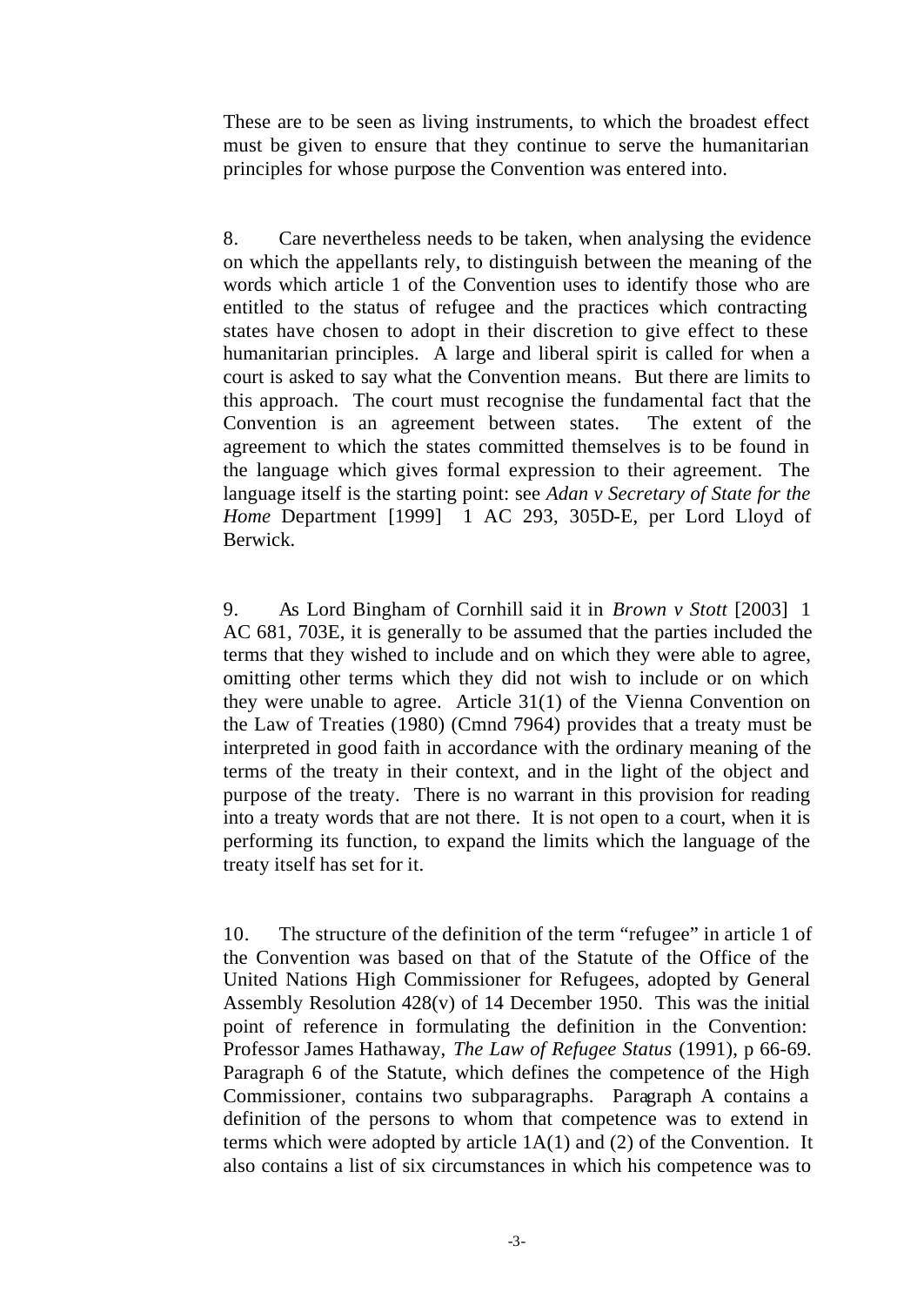These are to be seen as living instruments, to which the broadest effect must be given to ensure that they continue to serve the humanitarian principles for whose purpose the Convention was entered into.

8. Care nevertheless needs to be taken, when analysing the evidence on which the appellants rely, to distinguish between the meaning of the words which article 1 of the Convention uses to identify those who are entitled to the status of refugee and the practices which contracting states have chosen to adopt in their discretion to give effect to these humanitarian principles. A large and liberal spirit is called for when a court is asked to say what the Convention means. But there are limits to this approach. The court must recognise the fundamental fact that the Convention is an agreement between states. The extent of the agreement to which the states committed themselves is to be found in the language which gives formal expression to their agreement. The language itself is the starting point: see *Adan v Secretary of State for the Home* Department [1999] 1 AC 293, 305D-E, per Lord Lloyd of Berwick.

9. As Lord Bingham of Cornhill said it in *Brown v Stott* [2003] 1 AC 681, 703E, it is generally to be assumed that the parties included the terms that they wished to include and on which they were able to agree, omitting other terms which they did not wish to include or on which they were unable to agree. Article 31(1) of the Vienna Convention on the Law of Treaties (1980) (Cmnd 7964) provides that a treaty must be interpreted in good faith in accordance with the ordinary meaning of the terms of the treaty in their context, and in the light of the object and purpose of the treaty. There is no warrant in this provision for reading into a treaty words that are not there. It is not open to a court, when it is performing its function, to expand the limits which the language of the treaty itself has set for it.

10. The structure of the definition of the term "refugee" in article 1 of the Convention was based on that of the Statute of the Office of the United Nations High Commissioner for Refugees, adopted by General Assembly Resolution 428(v) of 14 December 1950. This was the initial point of reference in formulating the definition in the Convention: Professor James Hathaway, *The Law of Refugee Status* (1991), p 66-69. Paragraph 6 of the Statute, which defines the competence of the High Commissioner, contains two subparagraphs. Paragraph A contains a definition of the persons to whom that competence was to extend in terms which were adopted by article 1A(1) and (2) of the Convention. It also contains a list of six circumstances in which his competence was to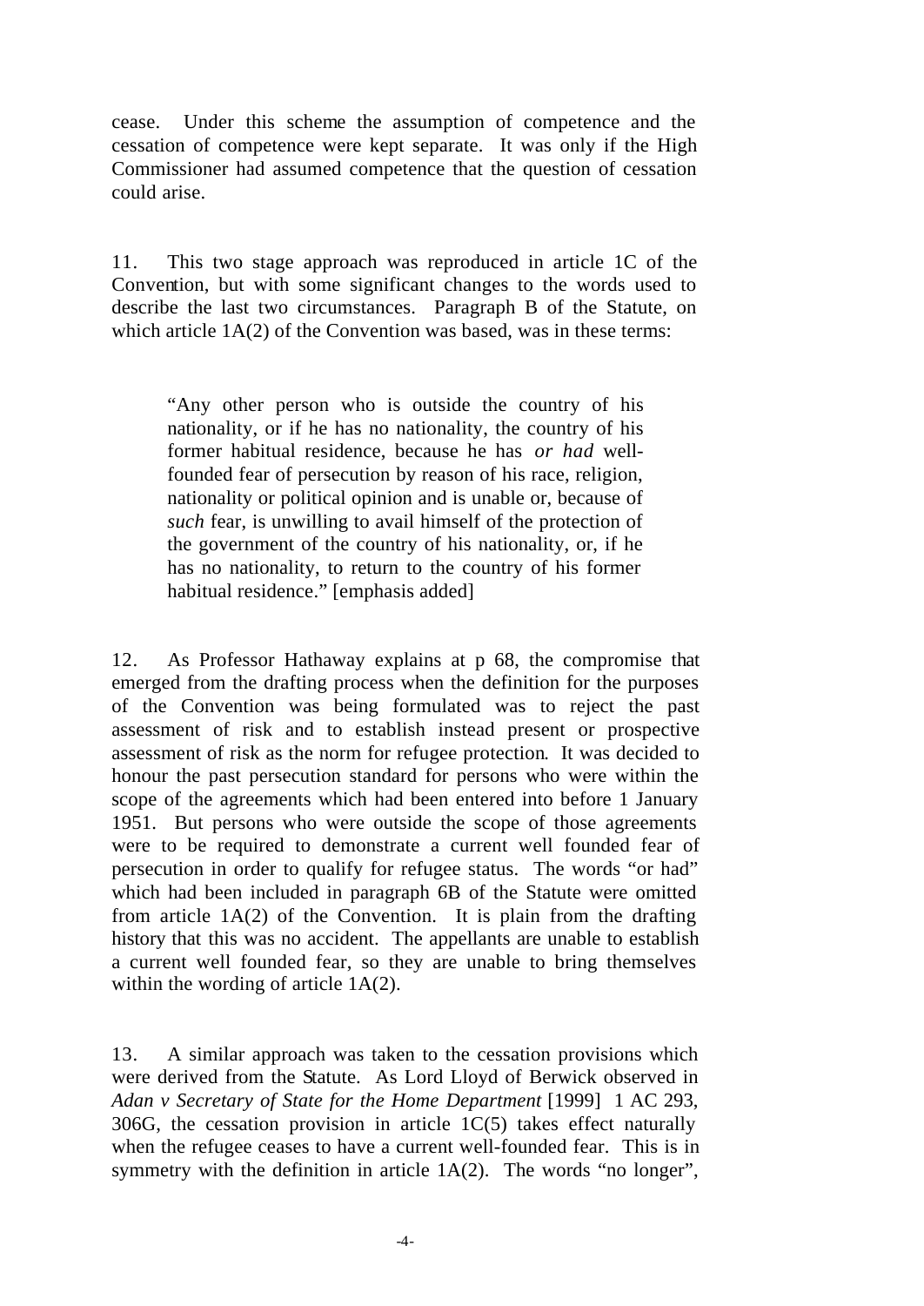cease. Under this scheme the assumption of competence and the cessation of competence were kept separate. It was only if the High Commissioner had assumed competence that the question of cessation could arise.

11. This two stage approach was reproduced in article 1C of the Convention, but with some significant changes to the words used to describe the last two circumstances. Paragraph B of the Statute, on which article 1A(2) of the Convention was based, was in these terms:

> "Any other person who is outside the country of his nationality, or if he has no nationality, the country of his former habitual residence, because he has *or had* well-founded fear of persecution by reason of his race, religion, nationality or political opinion and is unable or, because of *such* fear, is unwilling to avail himself of the protection of the government of the country of his nationality, or, if he has no nationality, to return to the country of his former habitual residence." [emphasis added]

12. As Professor Hathaway explains at p 68, the compromise that emerged from the drafting process when the definition for the purposes of the Convention was being formulated was to reject the past assessment of risk and to establish instead present or prospective assessment of risk as the norm for refugee protection. It was decided to honour the past persecution standard for persons who were within the scope of the agreements which had been entered into before 1 January 1951. But persons who were outside the scope of those agreements were to be required to demonstrate a current well founded fear of persecution in order to qualify for refugee status. The words "or had" which had been included in paragraph 6B of the Statute were omitted from article 1A(2) of the Convention. It is plain from the drafting history that this was no accident. The appellants are unable to establish a current well founded fear, so they are unable to bring themselves within the wording of article 1A(2).

13. A similar approach was taken to the cessation provisions which were derived from the Statute. As Lord Lloyd of Berwick observed in *Adan v Secretary of State for the Home Department* [1999] 1 AC 293, 306G, the cessation provision in article 1C(5) takes effect naturally when the refugee ceases to have a current well-founded fear. This is in symmetry with the definition in article 1A(2). The words "no longer",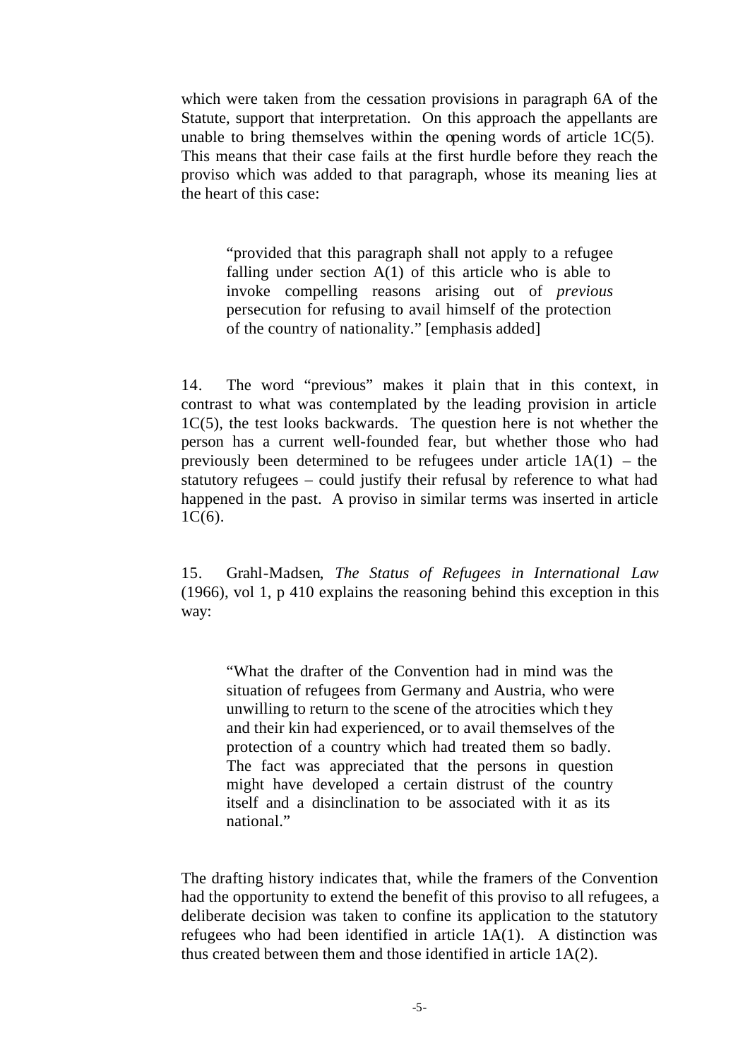which were taken from the cessation provisions in paragraph 6A of the Statute, support that interpretation. On this approach the appellants are unable to bring themselves within the opening words of article 1C(5). This means that their case fails at the first hurdle before they reach the proviso which was added to that paragraph, whose its meaning lies at the heart of this case:

> "provided that this paragraph shall not apply to a refugee falling under section A(1) of this article who is able to invoke compelling reasons arising out of *previous* persecution for refusing to avail himself of the protection of the country of nationality." [emphasis added]

14. The word "previous" makes it plain that in this context, in contrast to what was contemplated by the leading provision in article 1C(5), the test looks backwards. The question here is not whether the person has a current well-founded fear, but whether those who had previously been determined to be refugees under article 1A(1) – the statutory refugees – could justify their refusal by reference to what had happened in the past. A proviso in similar terms was inserted in article 1C(6).

15. Grahl-Madsen, *The Status of Refugees in International Law* (1966), vol 1, p 410 explains the reasoning behind this exception in this way:

> "What the drafter of the Convention had in mind was the situation of refugees from Germany and Austria, who were unwilling to return to the scene of the atrocities which they and their kin had experienced, or to avail themselves of the protection of a country which had treated them so badly. The fact was appreciated that the persons in question might have developed a certain distrust of the country itself and a disinclination to be associated with it as its national."

The drafting history indicates that, while the framers of the Convention had the opportunity to extend the benefit of this proviso to all refugees, a deliberate decision was taken to confine its application to the statutory refugees who had been identified in article 1A(1). A distinction was thus created between them and those identified in article 1A(2).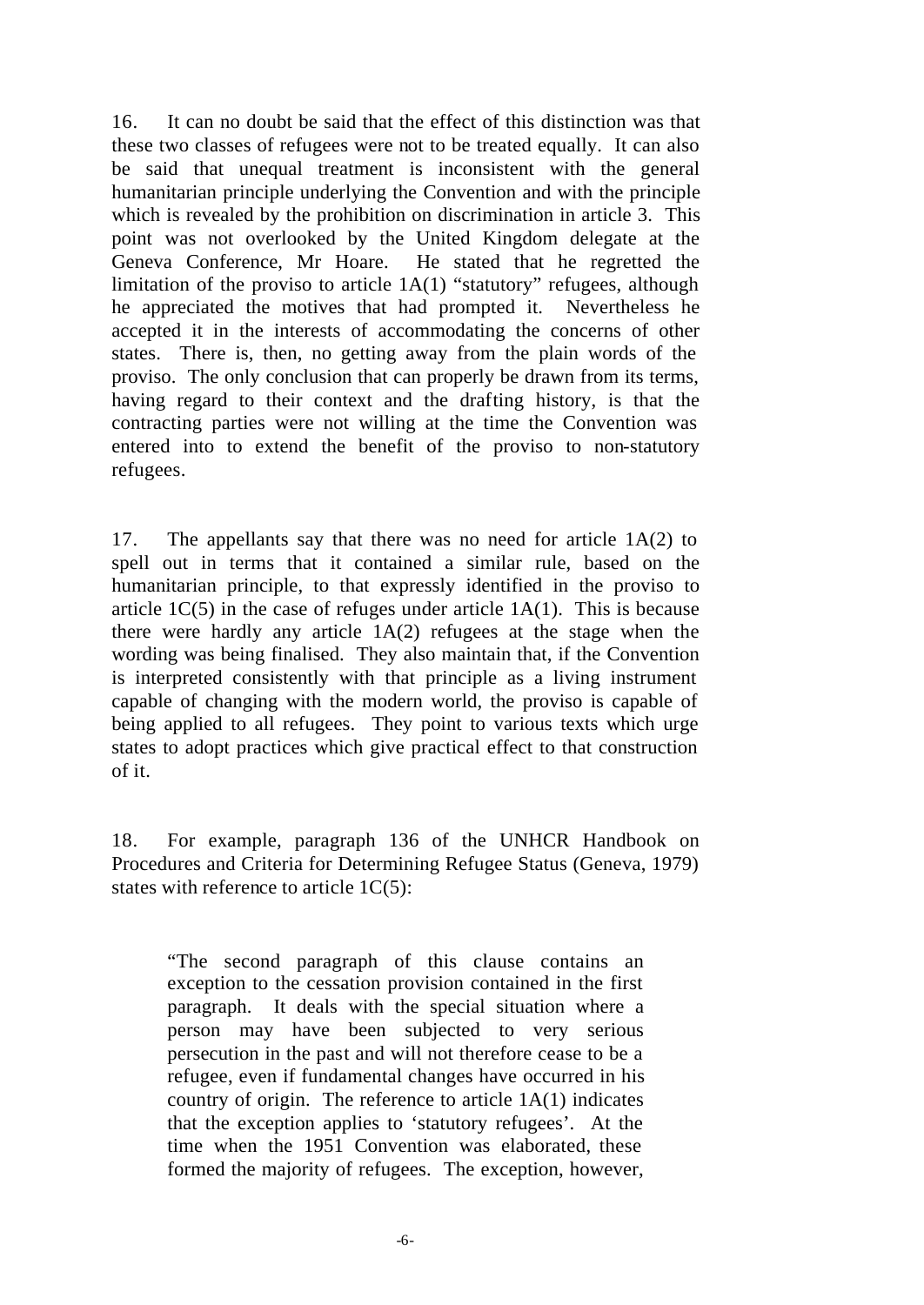16. It can no doubt be said that the effect of this distinction was that these two classes of refugees were not to be treated equally. It can also be said that unequal treatment is inconsistent with the general humanitarian principle underlying the Convention and with the principle which is revealed by the prohibition on discrimination in article 3. This point was not overlooked by the United Kingdom delegate at the Geneva Conference, Mr Hoare. He stated that he regretted the limitation of the proviso to article 1A(1) "statutory" refugees, although he appreciated the motives that had prompted it. Nevertheless he accepted it in the interests of accommodating the concerns of other states. There is, then, no getting away from the plain words of the proviso. The only conclusion that can properly be drawn from its terms, having regard to their context and the drafting history, is that the contracting parties were not willing at the time the Convention was entered into to extend the benefit of the proviso to non-statutory refugees.

17. The appellants say that there was no need for article 1A(2) to spell out in terms that it contained a similar rule, based on the humanitarian principle, to that expressly identified in the proviso to article 1C(5) in the case of refuges under article 1A(1). This is because there were hardly any article 1A(2) refugees at the stage when the wording was being finalised. They also maintain that, if the Convention is interpreted consistently with that principle as a living instrument capable of changing with the modern world, the proviso is capable of being applied to all refugees. They point to various texts which urge states to adopt practices which give practical effect to that construction of it.

18. For example, paragraph 136 of the UNHCR Handbook on Procedures and Criteria for Determining Refugee Status (Geneva, 1979) states with reference to article 1C(5):

> "The second paragraph of this clause contains an exception to the cessation provision contained in the first paragraph. It deals with the special situation where a person may have been subjected to very serious persecution in the past and will not therefore cease to be a refugee, even if fundamental changes have occurred in his country of origin. The reference to article 1A(1) indicates that the exception applies to 'statutory refugees'. At the time when the 1951 Convention was elaborated, these formed the majority of refugees. The exception, however,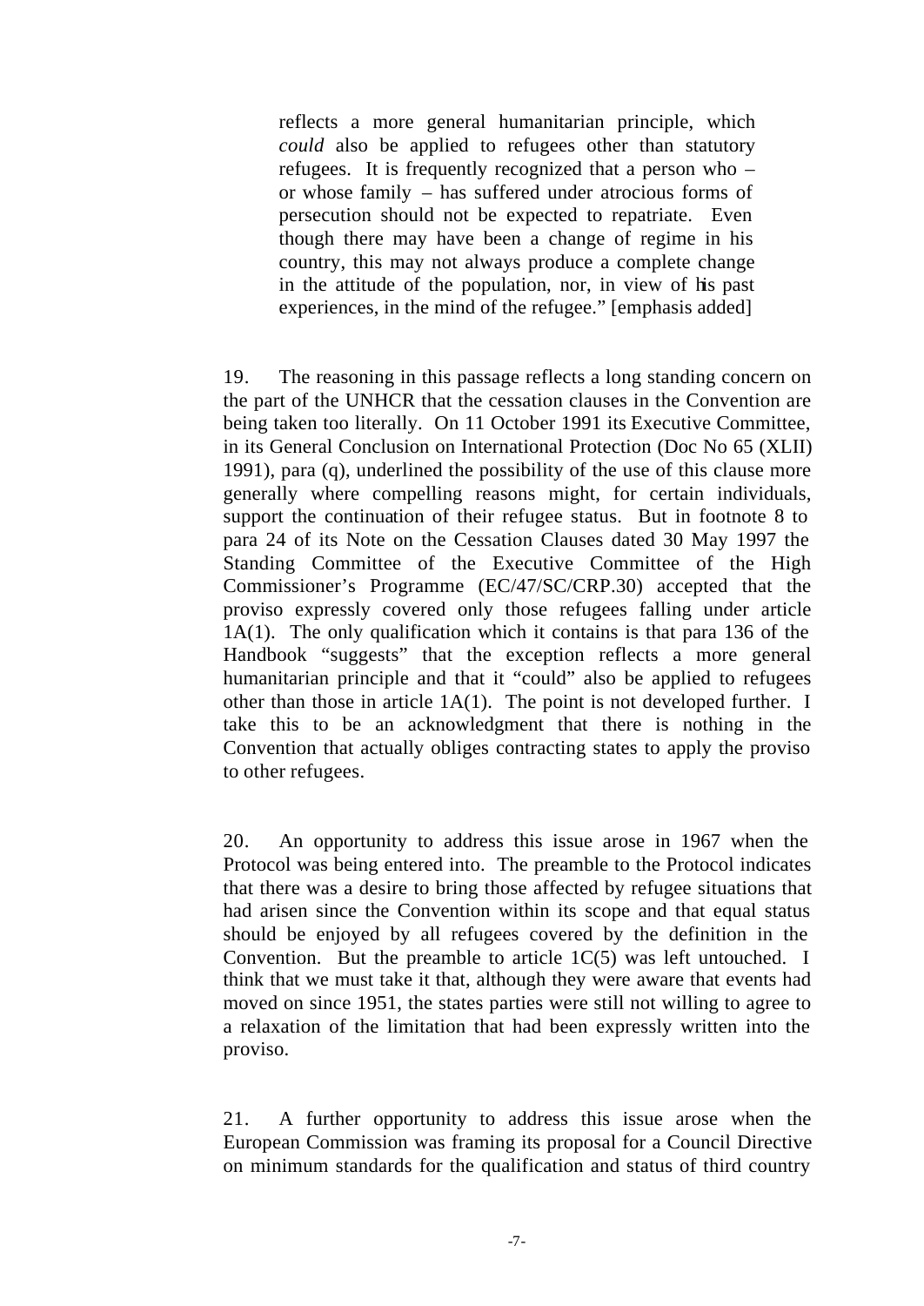> reflects a more general humanitarian principle, which *could* also be applied to refugees other than statutory refugees. It is frequently recognized that a person who – or whose family – has suffered under atrocious forms of persecution should not be expected to repatriate. Even though there may have been a change of regime in his country, this may not always produce a complete change in the attitude of the population, nor, in view of his past experiences, in the mind of the refugee." [emphasis added]

19. The reasoning in this passage reflects a long standing concern on the part of the UNHCR that the cessation clauses in the Convention are being taken too literally. On 11 October 1991 its Executive Committee, in its General Conclusion on International Protection (Doc No 65 (XLII) 1991), para (q), underlined the possibility of the use of this clause more generally where compelling reasons might, for certain individuals, support the continuation of their refugee status. But in footnote 8 to para 24 of its Note on the Cessation Clauses dated 30 May 1997 the Standing Committee of the Executive Committee of the High Commissioner's Programme (EC/47/SC/CRP.30) accepted that the proviso expressly covered only those refugees falling under article 1A(1). The only qualification which it contains is that para 136 of the Handbook "suggests" that the exception reflects a more general humanitarian principle and that it "could" also be applied to refugees other than those in article 1A(1). The point is not developed further. I take this to be an acknowledgment that there is nothing in the Convention that actually obliges contracting states to apply the proviso to other refugees.

20. An opportunity to address this issue arose in 1967 when the Protocol was being entered into. The preamble to the Protocol indicates that there was a desire to bring those affected by refugee situations that had arisen since the Convention within its scope and that equal status should be enjoyed by all refugees covered by the definition in the Convention. But the preamble to article 1C(5) was left untouched. I think that we must take it that, although they were aware that events had moved on since 1951, the states parties were still not willing to agree to a relaxation of the limitation that had been expressly written into the proviso.

21. A further opportunity to address this issue arose when the European Commission was framing its proposal for a Council Directive on minimum standards for the qualification and status of third country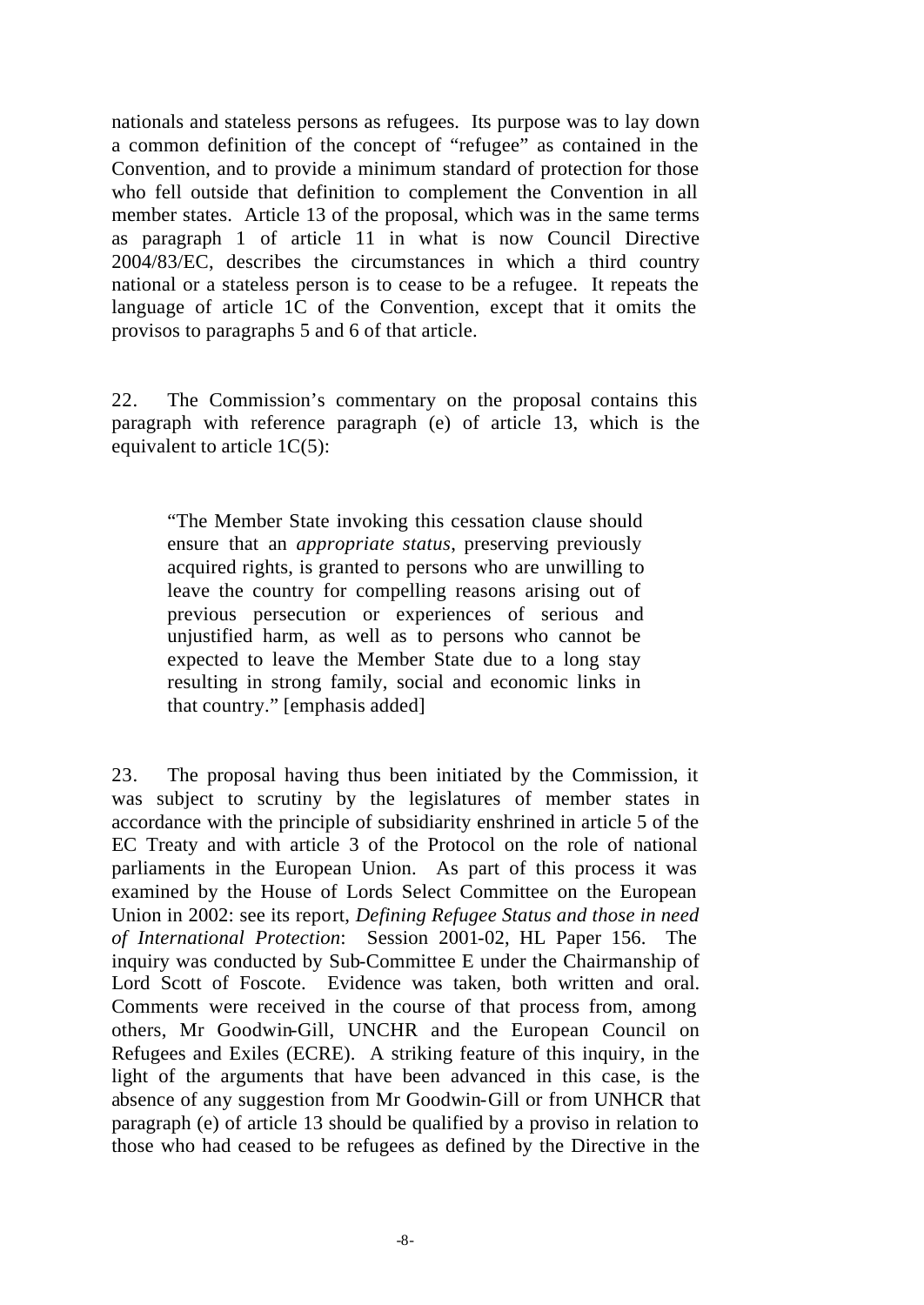nationals and stateless persons as refugees. Its purpose was to lay down a common definition of the concept of "refugee" as contained in the Convention, and to provide a minimum standard of protection for those who fell outside that definition to complement the Convention in all member states. Article 13 of the proposal, which was in the same terms as paragraph 1 of article 11 in what is now Council Directive 2004/83/EC, describes the circumstances in which a third country national or a stateless person is to cease to be a refugee. It repeats the language of article 1C of the Convention, except that it omits the provisos to paragraphs 5 and 6 of that article.

22. The Commission's commentary on the proposal contains this paragraph with reference paragraph (e) of article 13, which is the equivalent to article 1C(5):

> "The Member State invoking this cessation clause should ensure that an *appropriate status*, preserving previously acquired rights, is granted to persons who are unwilling to leave the country for compelling reasons arising out of previous persecution or experiences of serious and unjustified harm, as well as to persons who cannot be expected to leave the Member State due to a long stay resulting in strong family, social and economic links in that country." [emphasis added]

23. The proposal having thus been initiated by the Commission, it was subject to scrutiny by the legislatures of member states in accordance with the principle of subsidiarity enshrined in article 5 of the EC Treaty and with article 3 of the Protocol on the role of national parliaments in the European Union. As part of this process it was examined by the House of Lords Select Committee on the European Union in 2002: see its report, *Defining Refugee Status and those in need of International Protection*: Session 2001-02, HL Paper 156. The inquiry was conducted by Sub-Committee E under the Chairmanship of Lord Scott of Foscote. Evidence was taken, both written and oral. Comments were received in the course of that process from, among others, Mr Goodwin-Gill, UNCHR and the European Council on Refugees and Exiles (ECRE). A striking feature of this inquiry, in the light of the arguments that have been advanced in this case, is the absence of any suggestion from Mr Goodwin-Gill or from UNHCR that paragraph (e) of article 13 should be qualified by a proviso in relation to those who had ceased to be refugees as defined by the Directive in the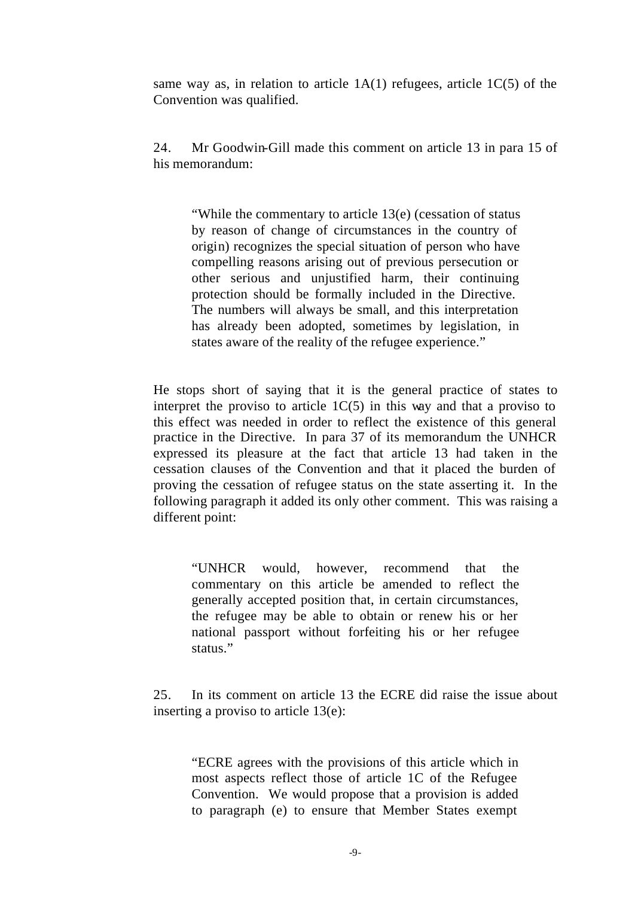same way as, in relation to article 1A(1) refugees, article 1C(5) of the Convention was qualified.

24. Mr Goodwin-Gill made this comment on article 13 in para 15 of his memorandum:

> "While the commentary to article 13(e) (cessation of status by reason of change of circumstances in the country of origin) recognizes the special situation of person who have compelling reasons arising out of previous persecution or other serious and unjustified harm, their continuing protection should be formally included in the Directive. The numbers will always be small, and this interpretation has already been adopted, sometimes by legislation, in states aware of the reality of the refugee experience."

He stops short of saying that it is the general practice of states to interpret the proviso to article 1C(5) in this way and that a proviso to this effect was needed in order to reflect the existence of this general practice in the Directive. In para 37 of its memorandum the UNHCR expressed its pleasure at the fact that article 13 had taken in the cessation clauses of the Convention and that it placed the burden of proving the cessation of refugee status on the state asserting it. In the following paragraph it added its only other comment. This was raising a different point:

> "UNHCR would, however, recommend that the commentary on this article be amended to reflect the generally accepted position that, in certain circumstances, the refugee may be able to obtain or renew his or her national passport without forfeiting his or her refugee status."

25. In its comment on article 13 the ECRE did raise the issue about inserting a proviso to article 13(e):

> "ECRE agrees with the provisions of this article which in most aspects reflect those of article 1C of the Refugee Convention. We would propose that a provision is added to paragraph (e) to ensure that Member States exempt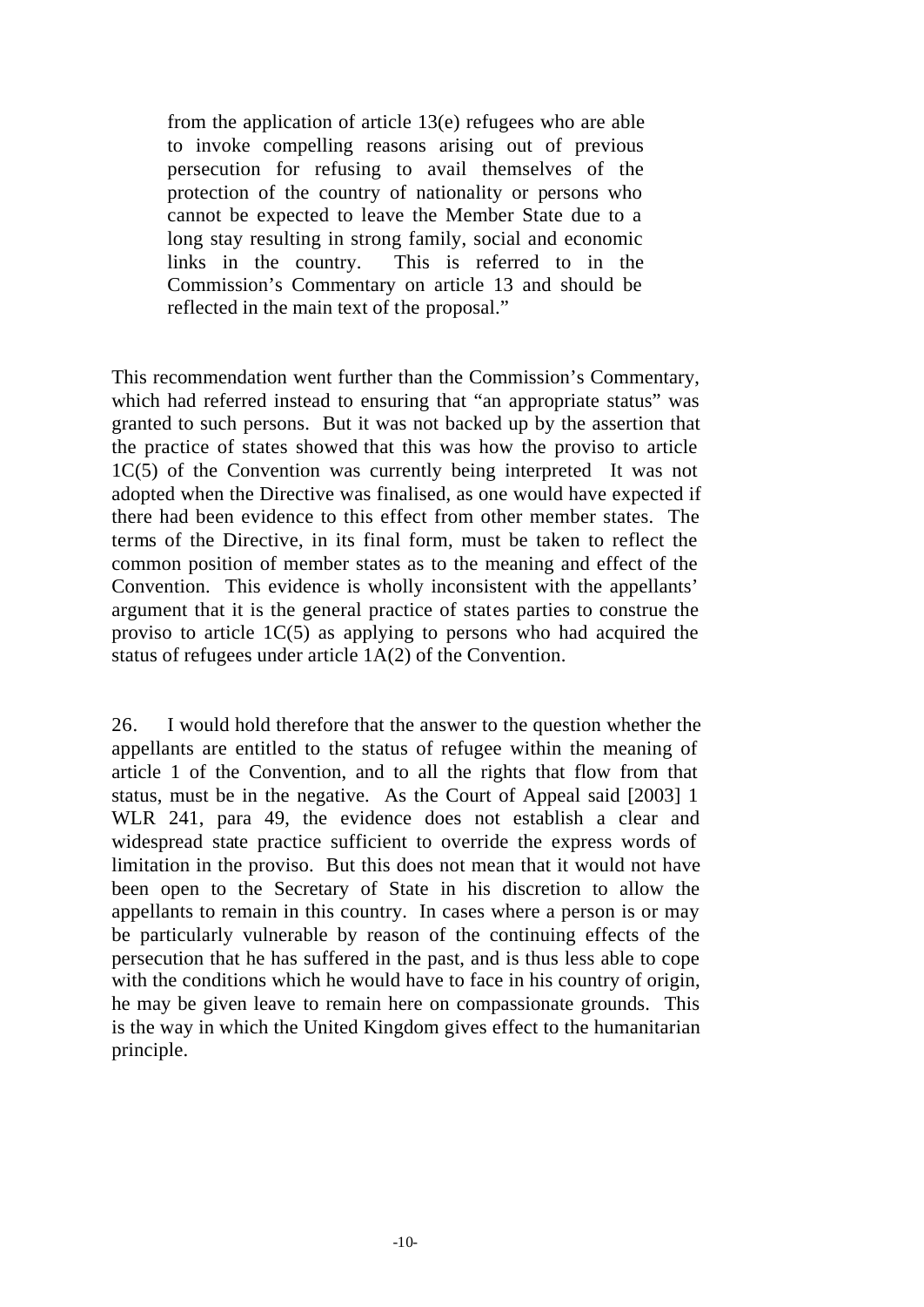> from the application of article 13(e) refugees who are able to invoke compelling reasons arising out of previous persecution for refusing to avail themselves of the protection of the country of nationality or persons who cannot be expected to leave the Member State due to a long stay resulting in strong family, social and economic links in the country. This is referred to in the Commission's Commentary on article 13 and should be reflected in the main text of the proposal."

This recommendation went further than the Commission's Commentary, which had referred instead to ensuring that "an appropriate status" was granted to such persons. But it was not backed up by the assertion that the practice of states showed that this was how the proviso to article 1C(5) of the Convention was currently being interpreted It was not adopted when the Directive was finalised, as one would have expected if there had been evidence to this effect from other member states. The terms of the Directive, in its final form, must be taken to reflect the common position of member states as to the meaning and effect of the Convention. This evidence is wholly inconsistent with the appellants' argument that it is the general practice of states parties to construe the proviso to article 1C(5) as applying to persons who had acquired the status of refugees under article 1A(2) of the Convention.

26. I would hold therefore that the answer to the question whether the appellants are entitled to the status of refugee within the meaning of article 1 of the Convention, and to all the rights that flow from that status, must be in the negative. As the Court of Appeal said [2003] 1 WLR 241, para 49, the evidence does not establish a clear and widespread state practice sufficient to override the express words of limitation in the proviso. But this does not mean that it would not have been open to the Secretary of State in his discretion to allow the appellants to remain in this country. In cases where a person is or may be particularly vulnerable by reason of the continuing effects of the persecution that he has suffered in the past, and is thus less able to cope with the conditions which he would have to face in his country of origin, he may be given leave to remain here on compassionate grounds. This is the way in which the United Kingdom gives effect to the humanitarian principle.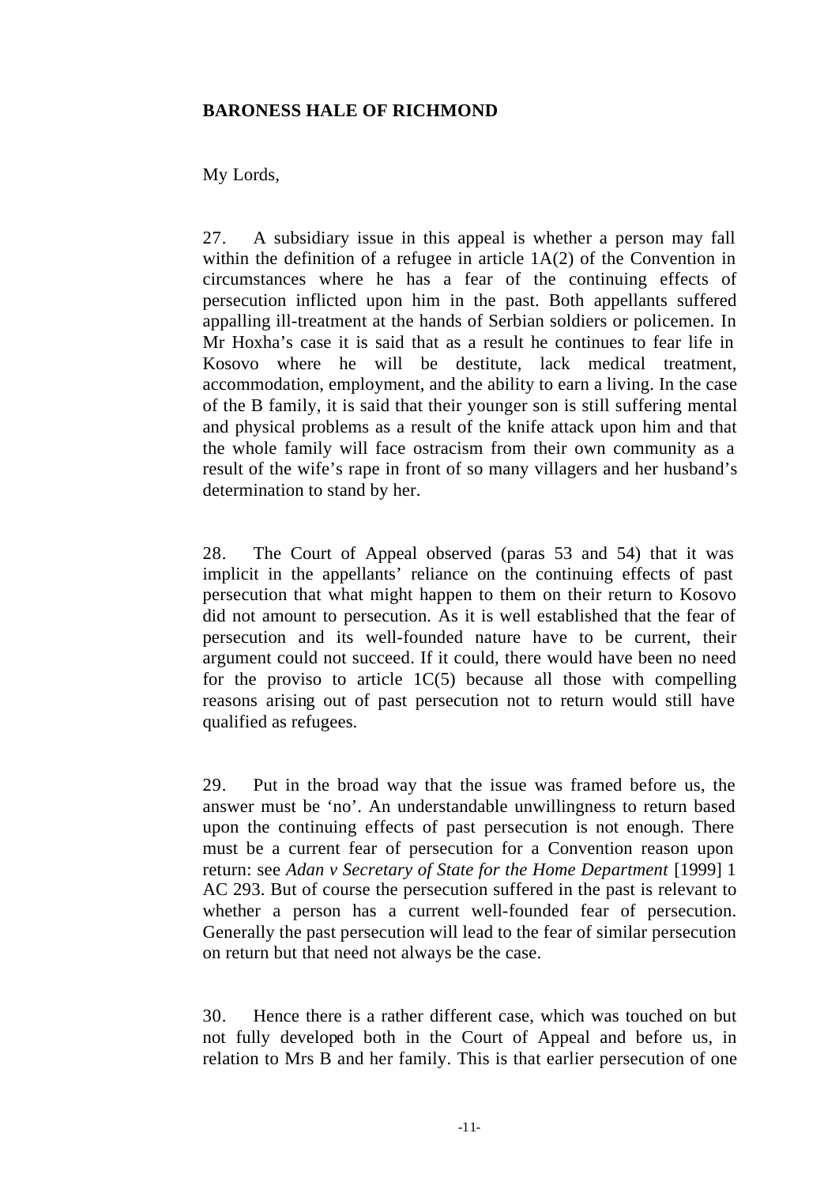**BARONESS HALE OF RICHMOND**

My Lords,

27. A subsidiary issue in this appeal is whether a person may fall within the definition of a refugee in article 1A(2) of the Convention in circumstances where he has a fear of the continuing effects of persecution inflicted upon him in the past. Both appellants suffered appalling ill-treatment at the hands of Serbian soldiers or policemen. In Mr Hoxha's case it is said that as a result he continues to fear life in Kosovo where he will be destitute, lack medical treatment, accommodation, employment, and the ability to earn a living. In the case of the B family, it is said that their younger son is still suffering mental and physical problems as a result of the knife attack upon him and that the whole family will face ostracism from their own community as a result of the wife's rape in front of so many villagers and her husband's determination to stand by her.

28. The Court of Appeal observed (paras 53 and 54) that it was implicit in the appellants' reliance on the continuing effects of past persecution that what might happen to them on their return to Kosovo did not amount to persecution. As it is well established that the fear of persecution and its well-founded nature have to be current, their argument could not succeed. If it could, there would have been no need for the proviso to article 1C(5) because all those with compelling reasons arising out of past persecution not to return would still have qualified as refugees.

29. Put in the broad way that the issue was framed before us, the answer must be 'no'. An understandable unwillingness to return based upon the continuing effects of past persecution is not enough. There must be a current fear of persecution for a Convention reason upon return: see *Adan v Secretary of State for the Home Department* [1999] 1 AC 293. But of course the persecution suffered in the past is relevant to whether a person has a current well-founded fear of persecution. Generally the past persecution will lead to the fear of similar persecution on return but that need not always be the case.

30. Hence there is a rather different case, which was touched on but not fully developed both in the Court of Appeal and before us, in relation to Mrs B and her family. This is that earlier persecution of one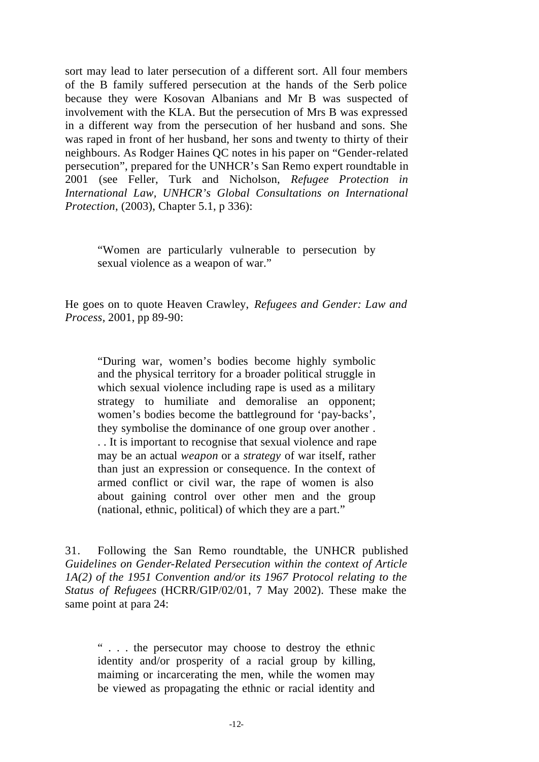sort may lead to later persecution of a different sort. All four members of the B family suffered persecution at the hands of the Serb police because they were Kosovan Albanians and Mr B was suspected of involvement with the KLA. But the persecution of Mrs B was expressed in a different way from the persecution of her husband and sons. She was raped in front of her husband, her sons and twenty to thirty of their neighbours. As Rodger Haines QC notes in his paper on "Gender-related persecution", prepared for the UNHCR's San Remo expert roundtable in 2001 (see Feller, Turk and Nicholson, *Refugee Protection in International Law, UNHCR's Global Consultations on International Protection*, (2003), Chapter 5.1, p 336):

> "Women are particularly vulnerable to persecution by sexual violence as a weapon of war."

He goes on to quote Heaven Crawley, *Refugees and Gender: Law and Process*, 2001, pp 89-90:

> "During war, women's bodies become highly symbolic and the physical territory for a broader political struggle in which sexual violence including rape is used as a military strategy to humiliate and demoralise an opponent; women's bodies become the battleground for 'pay-backs', they symbolise the dominance of one group over another . . . It is important to recognise that sexual violence and rape may be an actual *weapon* or a *strategy* of war itself, rather than just an expression or consequence. In the context of armed conflict or civil war, the rape of women is also about gaining control over other men and the group (national, ethnic, political) of which they are a part."

31. Following the San Remo roundtable, the UNHCR published *Guidelines on Gender-Related Persecution within the context of Article 1A(2) of the 1951 Convention and/or its 1967 Protocol relating to the Status of Refugees* (HCRR/GIP/02/01, 7 May 2002). These make the same point at para 24:

> " . . . the persecutor may choose to destroy the ethnic identity and/or prosperity of a racial group by killing, maiming or incarcerating the men, while the women may be viewed as propagating the ethnic or racial identity and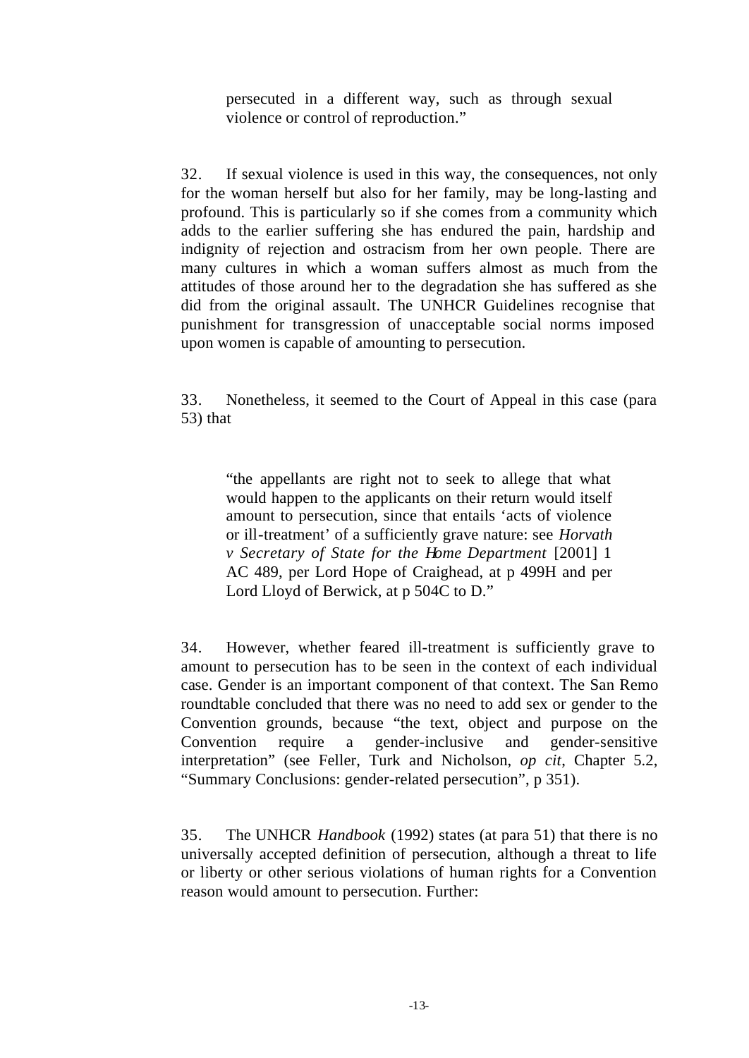> persecuted in a different way, such as through sexual violence or control of reproduction."

32. If sexual violence is used in this way, the consequences, not only for the woman herself but also for her family, may be long-lasting and profound. This is particularly so if she comes from a community which adds to the earlier suffering she has endured the pain, hardship and indignity of rejection and ostracism from her own people. There are many cultures in which a woman suffers almost as much from the attitudes of those around her to the degradation she has suffered as she did from the original assault. The UNHCR Guidelines recognise that punishment for transgression of unacceptable social norms imposed upon women is capable of amounting to persecution.

33. Nonetheless, it seemed to the Court of Appeal in this case (para 53) that

> "the appellants are right not to seek to allege that what would happen to the applicants on their return would itself amount to persecution, since that entails 'acts of violence or ill-treatment' of a sufficiently grave nature: see *Horvath v Secretary of State for the Home Department* [2001] 1 AC 489, per Lord Hope of Craighead, at p 499H and per Lord Lloyd of Berwick, at p 504C to D."

34. However, whether feared ill-treatment is sufficiently grave to amount to persecution has to be seen in the context of each individual case. Gender is an important component of that context. The San Remo roundtable concluded that there was no need to add sex or gender to the Convention grounds, because "the text, object and purpose on the Convention require a gender-inclusive and gender-sensitive interpretation" (see Feller, Turk and Nicholson, *op cit*, Chapter 5.2, "Summary Conclusions: gender-related persecution", p 351).

35. The UNHCR *Handbook* (1992) states (at para 51) that there is no universally accepted definition of persecution, although a threat to life or liberty or other serious violations of human rights for a Convention reason would amount to persecution. Further: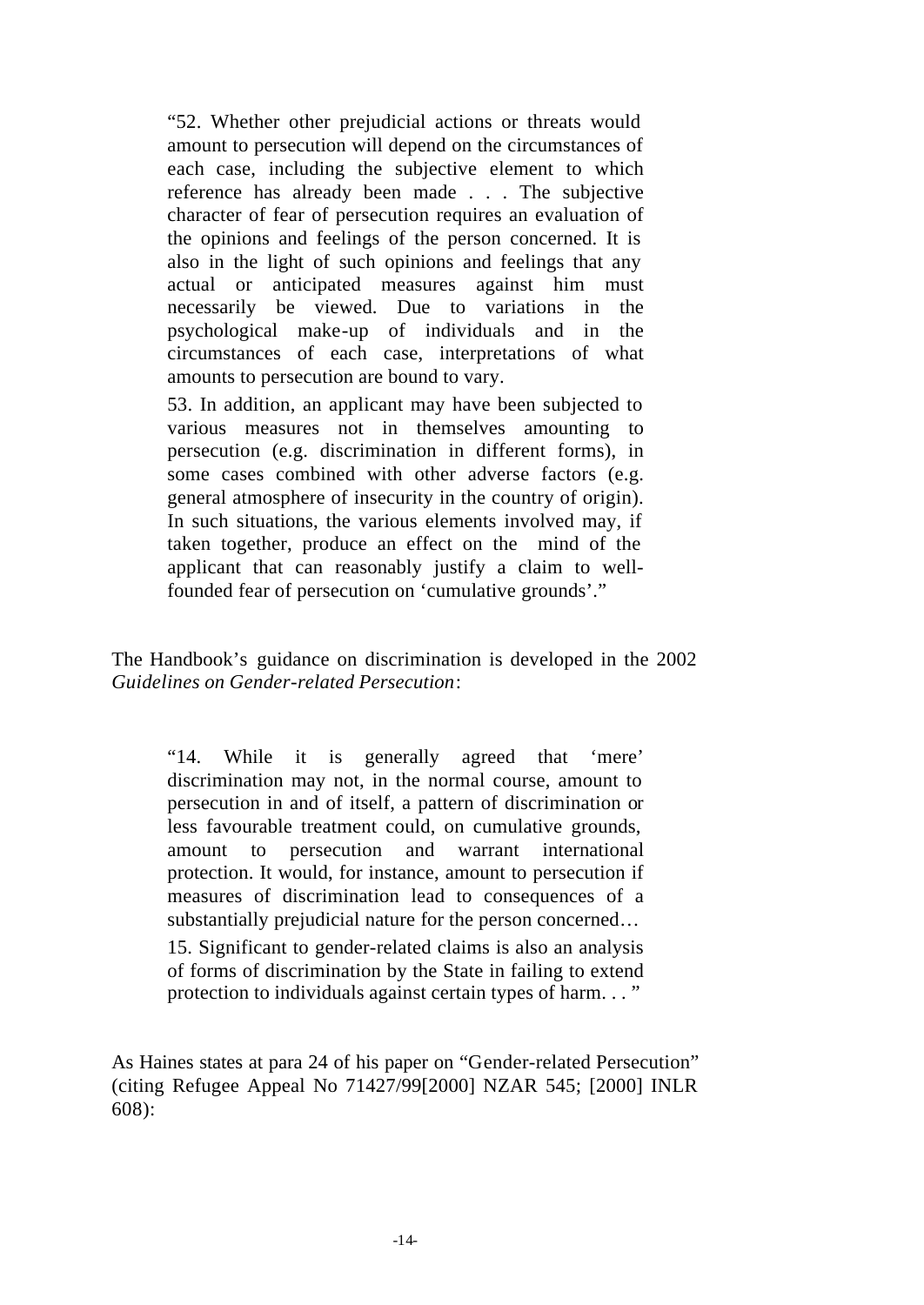> "52. Whether other prejudicial actions or threats would amount to persecution will depend on the circumstances of each case, including the subjective element to which reference has already been made . . . The subjective character of fear of persecution requires an evaluation of the opinions and feelings of the person concerned. It is also in the light of such opinions and feelings that any actual or anticipated measures against him must necessarily be viewed. Due to variations in the psychological make-up of individuals and in the circumstances of each case, interpretations of what amounts to persecution are bound to vary.
>
> 53. In addition, an applicant may have been subjected to various measures not in themselves amounting to persecution (e.g. discrimination in different forms), in some cases combined with other adverse factors (e.g. general atmosphere of insecurity in the country of origin). In such situations, the various elements involved may, if taken together, produce an effect on the mind of the applicant that can reasonably justify a claim to well-founded fear of persecution on 'cumulative grounds'."

The Handbook's guidance on discrimination is developed in the 2002 *Guidelines on Gender-related Persecution*:

> "14. While it is generally agreed that 'mere' discrimination may not, in the normal course, amount to persecution in and of itself, a pattern of discrimination or less favourable treatment could, on cumulative grounds, amount to persecution and warrant international protection. It would, for instance, amount to persecution if measures of discrimination lead to consequences of a substantially prejudicial nature for the person concerned…
>
> 15. Significant to gender-related claims is also an analysis of forms of discrimination by the State in failing to extend protection to individuals against certain types of harm. . . "

As Haines states at para 24 of his paper on "Gender-related Persecution" (citing Refugee Appeal No 71427/99[2000] NZAR 545; [2000] INLR 608):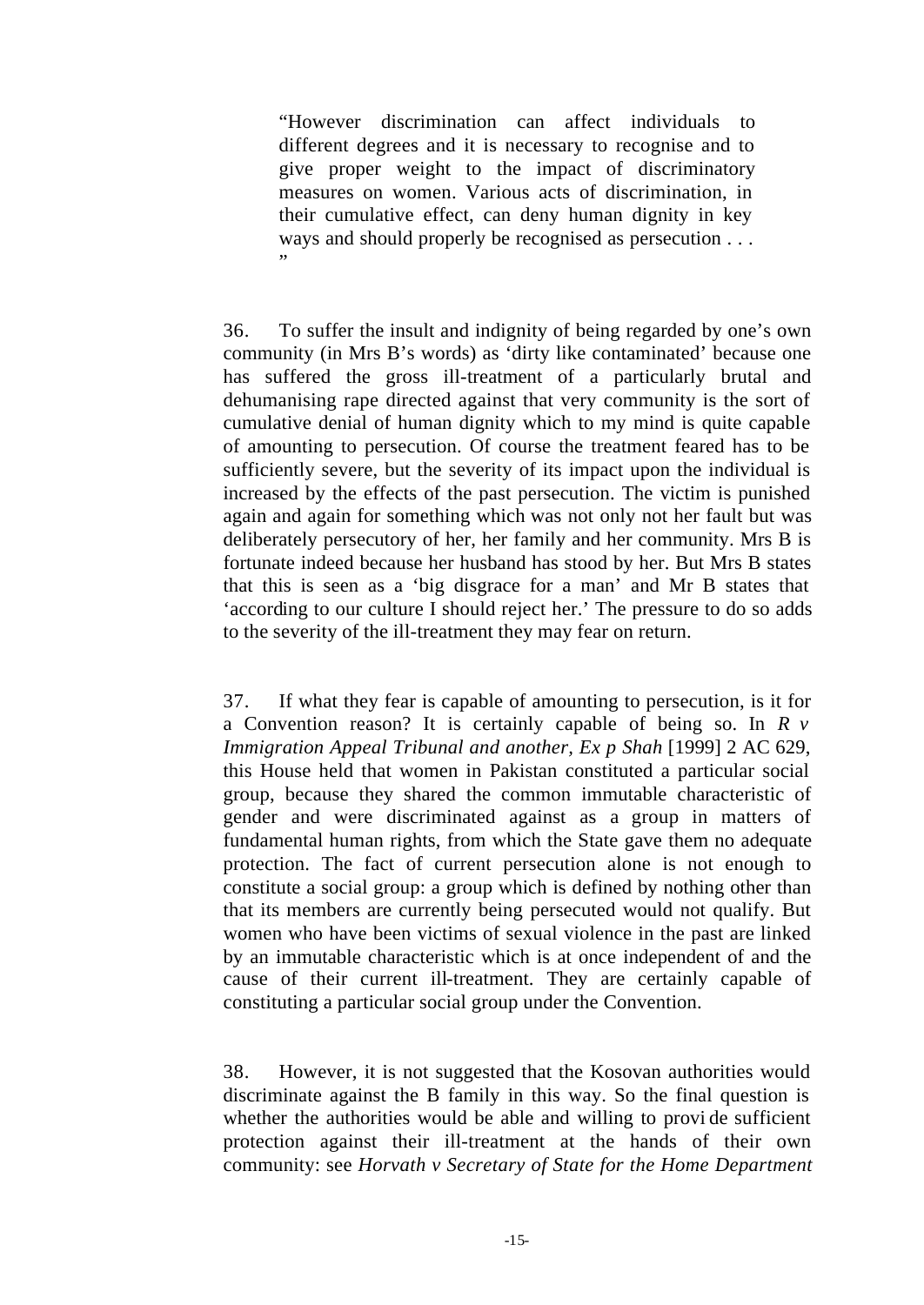> "However discrimination can affect individuals to different degrees and it is necessary to recognise and to give proper weight to the impact of discriminatory measures on women. Various acts of discrimination, in their cumulative effect, can deny human dignity in key ways and should properly be recognised as persecution . . . "

36. To suffer the insult and indignity of being regarded by one's own community (in Mrs B's words) as 'dirty like contaminated' because one has suffered the gross ill-treatment of a particularly brutal and dehumanising rape directed against that very community is the sort of cumulative denial of human dignity which to my mind is quite capable of amounting to persecution. Of course the treatment feared has to be sufficiently severe, but the severity of its impact upon the individual is increased by the effects of the past persecution. The victim is punished again and again for something which was not only not her fault but was deliberately persecutory of her, her family and her community. Mrs B is fortunate indeed because her husband has stood by her. But Mrs B states that this is seen as a 'big disgrace for a man' and Mr B states that 'according to our culture I should reject her.' The pressure to do so adds to the severity of the ill-treatment they may fear on return.

37. If what they fear is capable of amounting to persecution, is it for a Convention reason? It is certainly capable of being so. In *R v Immigration Appeal Tribunal and another, Ex p Shah* [1999] 2 AC 629, this House held that women in Pakistan constituted a particular social group, because they shared the common immutable characteristic of gender and were discriminated against as a group in matters of fundamental human rights, from which the State gave them no adequate protection. The fact of current persecution alone is not enough to constitute a social group: a group which is defined by nothing other than that its members are currently being persecuted would not qualify. But women who have been victims of sexual violence in the past are linked by an immutable characteristic which is at once independent of and the cause of their current ill-treatment. They are certainly capable of constituting a particular social group under the Convention.

38. However, it is not suggested that the Kosovan authorities would discriminate against the B family in this way. So the final question is whether the authorities would be able and willing to provide sufficient protection against their ill-treatment at the hands of their own community: see *Horvath v Secretary of State for the Home Department*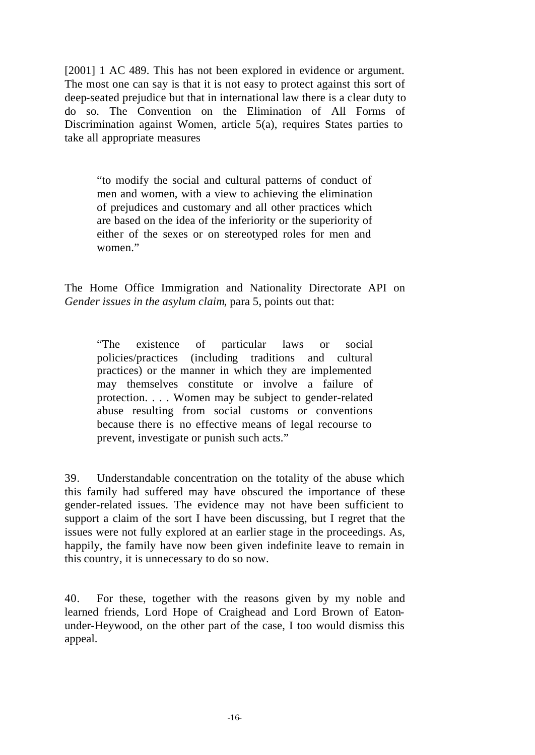[2001] 1 AC 489. This has not been explored in evidence or argument. The most one can say is that it is not easy to protect against this sort of deep-seated prejudice but that in international law there is a clear duty to do so. The Convention on the Elimination of All Forms of Discrimination against Women, article 5(a), requires States parties to take all appropriate measures

> "to modify the social and cultural patterns of conduct of men and women, with a view to achieving the elimination of prejudices and customary and all other practices which are based on the idea of the inferiority or the superiority of either of the sexes or on stereotyped roles for men and women."

The Home Office Immigration and Nationality Directorate API on *Gender issues in the asylum claim*, para 5, points out that:

> "The existence of particular laws or social policies/practices (including traditions and cultural practices) or the manner in which they are implemented may themselves constitute or involve a failure of protection. . . . Women may be subject to gender-related abuse resulting from social customs or conventions because there is no effective means of legal recourse to prevent, investigate or punish such acts."

39. Understandable concentration on the totality of the abuse which this family had suffered may have obscured the importance of these gender-related issues. The evidence may not have been sufficient to support a claim of the sort I have been discussing, but I regret that the issues were not fully explored at an earlier stage in the proceedings. As, happily, the family have now been given indefinite leave to remain in this country, it is unnecessary to do so now.

40. For these, together with the reasons given by my noble and learned friends, Lord Hope of Craighead and Lord Brown of Eaton-under-Heywood, on the other part of the case, I too would dismiss this appeal.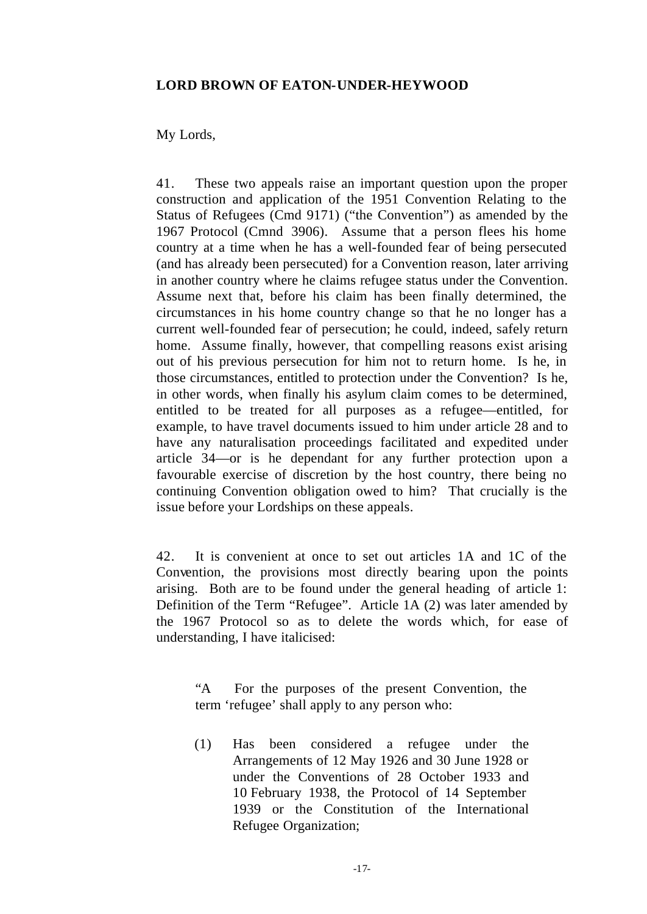**LORD BROWN OF EATON-UNDER-HEYWOOD**

My Lords,

41. These two appeals raise an important question upon the proper construction and application of the 1951 Convention Relating to the Status of Refugees (Cmd 9171) ("the Convention") as amended by the 1967 Protocol (Cmnd 3906). Assume that a person flees his home country at a time when he has a well-founded fear of being persecuted (and has already been persecuted) for a Convention reason, later arriving in another country where he claims refugee status under the Convention. Assume next that, before his claim has been finally determined, the circumstances in his home country change so that he no longer has a current well-founded fear of persecution; he could, indeed, safely return home. Assume finally, however, that compelling reasons exist arising out of his previous persecution for him not to return home. Is he, in those circumstances, entitled to protection under the Convention? Is he, in other words, when finally his asylum claim comes to be determined, entitled to be treated for all purposes as a refugee—entitled, for example, to have travel documents issued to him under article 28 and to have any naturalisation proceedings facilitated and expedited under article 34—or is he dependant for any further protection upon a favourable exercise of discretion by the host country, there being no continuing Convention obligation owed to him? That crucially is the issue before your Lordships on these appeals.

42. It is convenient at once to set out articles 1A and 1C of the Convention, the provisions most directly bearing upon the points arising. Both are to be found under the general heading of article 1: Definition of the Term "Refugee". Article 1A (2) was later amended by the 1967 Protocol so as to delete the words which, for ease of understanding, I have italicised:

> "A For the purposes of the present Convention, the term 'refugee' shall apply to any person who:
>
> (1) Has been considered a refugee under the Arrangements of 12 May 1926 and 30 June 1928 or under the Conventions of 28 October 1933 and 10 February 1938, the Protocol of 14 September 1939 or the Constitution of the International Refugee Organization;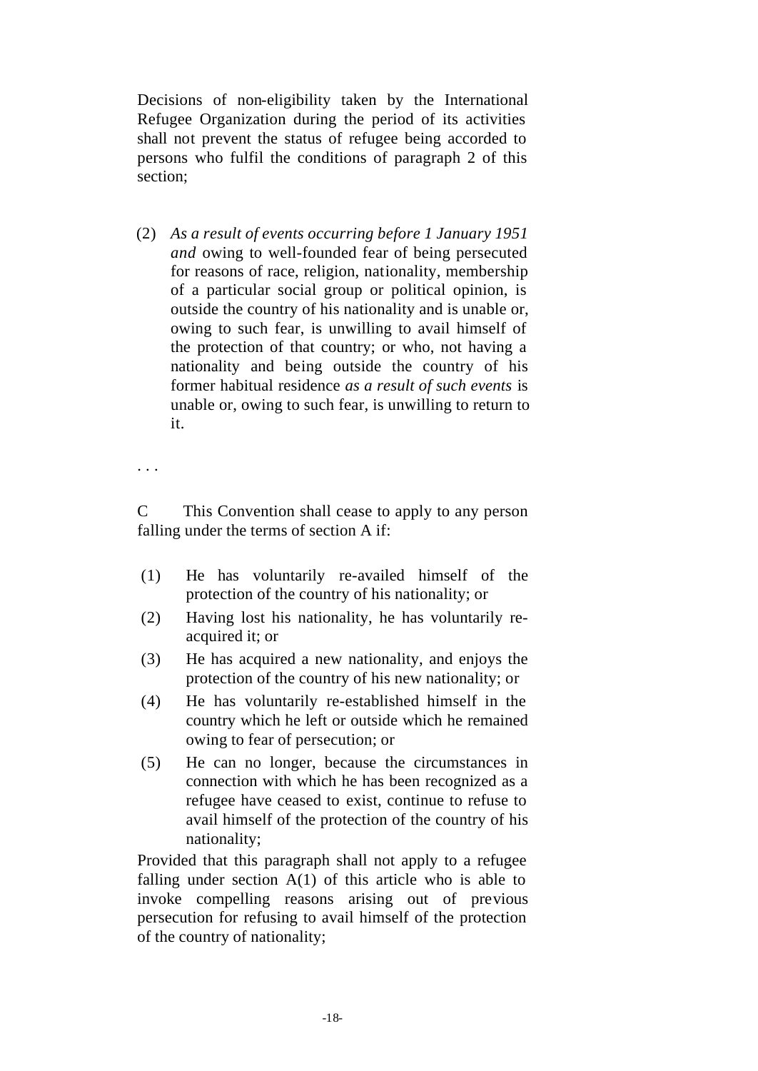Decisions of non-eligibility taken by the International Refugee Organization during the period of its activities shall not prevent the status of refugee being accorded to persons who fulfil the conditions of paragraph 2 of this section;

(2) *As a result of events occurring before 1 January 1951 and* owing to well-founded fear of being persecuted for reasons of race, religion, nationality, membership of a particular social group or political opinion, is outside the country of his nationality and is unable or, owing to such fear, is unwilling to avail himself of the protection of that country; or who, not having a nationality and being outside the country of his former habitual residence *as a result of such events* is unable or, owing to such fear, is unwilling to return to it.

. . .

C This Convention shall cease to apply to any person falling under the terms of section A if:

(1) He has voluntarily re-availed himself of the protection of the country of his nationality; or

(2) Having lost his nationality, he has voluntarily re-acquired it; or

(3) He has acquired a new nationality, and enjoys the protection of the country of his new nationality; or

(4) He has voluntarily re-established himself in the country which he left or outside which he remained owing to fear of persecution; or

(5) He can no longer, because the circumstances in connection with which he has been recognized as a refugee have ceased to exist, continue to refuse to avail himself of the protection of the country of his nationality;

Provided that this paragraph shall not apply to a refugee falling under section A(1) of this article who is able to invoke compelling reasons arising out of previous persecution for refusing to avail himself of the protection of the country of nationality;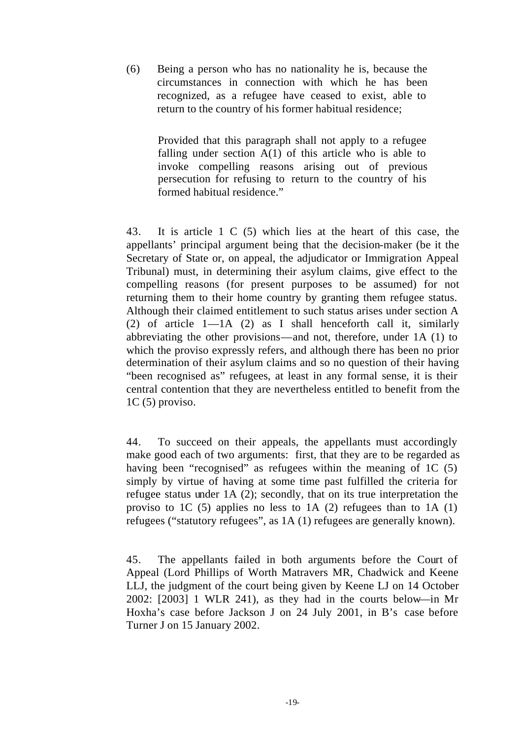(6) Being a person who has no nationality he is, because the circumstances in connection with which he has been recognized, as a refugee have ceased to exist, able to return to the country of his former habitual residence;

> Provided that this paragraph shall not apply to a refugee falling under section A(1) of this article who is able to invoke compelling reasons arising out of previous persecution for refusing to return to the country of his formed habitual residence."

43. It is article 1 C (5) which lies at the heart of this case, the appellants' principal argument being that the decision-maker (be it the Secretary of State or, on appeal, the adjudicator or Immigration Appeal Tribunal) must, in determining their asylum claims, give effect to the compelling reasons (for present purposes to be assumed) for not returning them to their home country by granting them refugee status. Although their claimed entitlement to such status arises under section A (2) of article 1—1A (2) as I shall henceforth call it, similarly abbreviating the other provisions—and not, therefore, under 1A (1) to which the proviso expressly refers, and although there has been no prior determination of their asylum claims and so no question of their having "been recognised as" refugees, at least in any formal sense, it is their central contention that they are nevertheless entitled to benefit from the 1C (5) proviso.

44. To succeed on their appeals, the appellants must accordingly make good each of two arguments: first, that they are to be regarded as having been "recognised" as refugees within the meaning of 1C (5) simply by virtue of having at some time past fulfilled the criteria for refugee status under 1A (2); secondly, that on its true interpretation the proviso to 1C (5) applies no less to 1A (2) refugees than to 1A (1) refugees ("statutory refugees", as 1A (1) refugees are generally known).

45. The appellants failed in both arguments before the Court of Appeal (Lord Phillips of Worth Matravers MR, Chadwick and Keene LLJ, the judgment of the court being given by Keene LJ on 14 October 2002: [2003] 1 WLR 241), as they had in the courts below—in Mr Hoxha's case before Jackson J on 24 July 2001, in B's case before Turner J on 15 January 2002.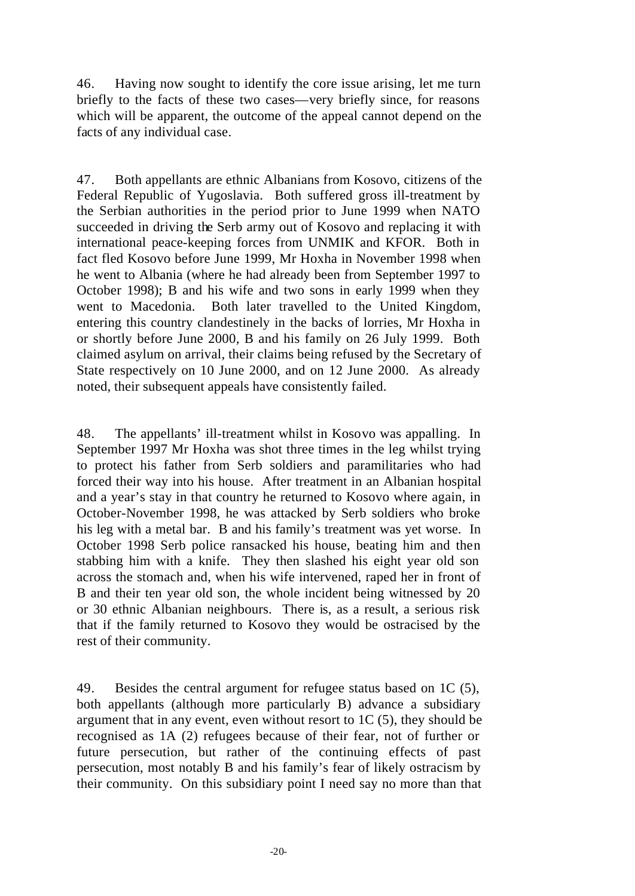46. Having now sought to identify the core issue arising, let me turn briefly to the facts of these two cases—very briefly since, for reasons which will be apparent, the outcome of the appeal cannot depend on the facts of any individual case.

47. Both appellants are ethnic Albanians from Kosovo, citizens of the Federal Republic of Yugoslavia. Both suffered gross ill-treatment by the Serbian authorities in the period prior to June 1999 when NATO succeeded in driving the Serb army out of Kosovo and replacing it with international peace-keeping forces from UNMIK and KFOR. Both in fact fled Kosovo before June 1999, Mr Hoxha in November 1998 when he went to Albania (where he had already been from September 1997 to October 1998); B and his wife and two sons in early 1999 when they went to Macedonia. Both later travelled to the United Kingdom, entering this country clandestinely in the backs of lorries, Mr Hoxha in or shortly before June 2000, B and his family on 26 July 1999. Both claimed asylum on arrival, their claims being refused by the Secretary of State respectively on 10 June 2000, and on 12 June 2000. As already noted, their subsequent appeals have consistently failed.

48. The appellants' ill-treatment whilst in Kosovo was appalling. In September 1997 Mr Hoxha was shot three times in the leg whilst trying to protect his father from Serb soldiers and paramilitaries who had forced their way into his house. After treatment in an Albanian hospital and a year's stay in that country he returned to Kosovo where again, in October-November 1998, he was attacked by Serb soldiers who broke his leg with a metal bar. B and his family's treatment was yet worse. In October 1998 Serb police ransacked his house, beating him and then stabbing him with a knife. They then slashed his eight year old son across the stomach and, when his wife intervened, raped her in front of B and their ten year old son, the whole incident being witnessed by 20 or 30 ethnic Albanian neighbours. There is, as a result, a serious risk that if the family returned to Kosovo they would be ostracised by the rest of their community.

49. Besides the central argument for refugee status based on 1C (5), both appellants (although more particularly B) advance a subsidiary argument that in any event, even without resort to 1C (5), they should be recognised as 1A (2) refugees because of their fear, not of further or future persecution, but rather of the continuing effects of past persecution, most notably B and his family's fear of likely ostracism by their community. On this subsidiary point I need say no more than that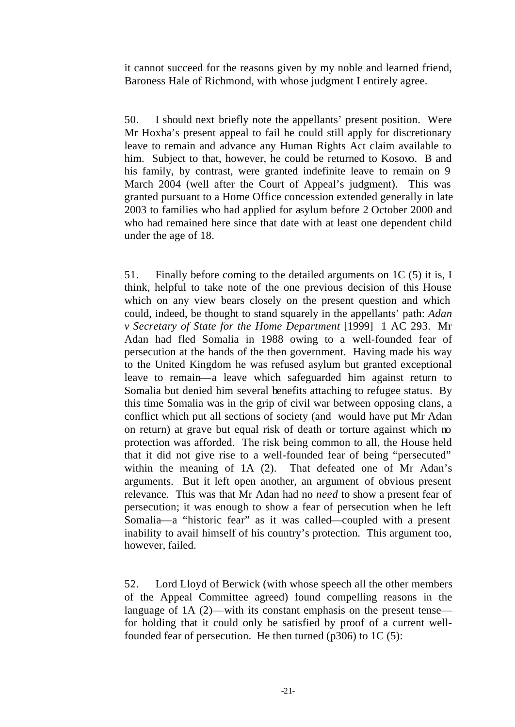it cannot succeed for the reasons given by my noble and learned friend, Baroness Hale of Richmond, with whose judgment I entirely agree.

50. I should next briefly note the appellants' present position. Were Mr Hoxha's present appeal to fail he could still apply for discretionary leave to remain and advance any Human Rights Act claim available to him. Subject to that, however, he could be returned to Kosovo. B and his family, by contrast, were granted indefinite leave to remain on 9 March 2004 (well after the Court of Appeal's judgment). This was granted pursuant to a Home Office concession extended generally in late 2003 to families who had applied for asylum before 2 October 2000 and who had remained here since that date with at least one dependent child under the age of 18.

51. Finally before coming to the detailed arguments on 1C (5) it is, I think, helpful to take note of the one previous decision of this House which on any view bears closely on the present question and which could, indeed, be thought to stand squarely in the appellants' path: *Adan v Secretary of State for the Home Department* [1999] 1 AC 293. Mr Adan had fled Somalia in 1988 owing to a well-founded fear of persecution at the hands of the then government. Having made his way to the United Kingdom he was refused asylum but granted exceptional leave to remain—a leave which safeguarded him against return to Somalia but denied him several benefits attaching to refugee status. By this time Somalia was in the grip of civil war between opposing clans, a conflict which put all sections of society (and would have put Mr Adan on return) at grave but equal risk of death or torture against which no protection was afforded. The risk being common to all, the House held that it did not give rise to a well-founded fear of being "persecuted" within the meaning of 1A (2). That defeated one of Mr Adan's arguments. But it left open another, an argument of obvious present relevance. This was that Mr Adan had no *need* to show a present fear of persecution; it was enough to show a fear of persecution when he left Somalia—a "historic fear" as it was called—coupled with a present inability to avail himself of his country's protection. This argument too, however, failed.

52. Lord Lloyd of Berwick (with whose speech all the other members of the Appeal Committee agreed) found compelling reasons in the language of 1A (2)—with its constant emphasis on the present tense—for holding that it could only be satisfied by proof of a current well-founded fear of persecution. He then turned (p306) to 1C (5):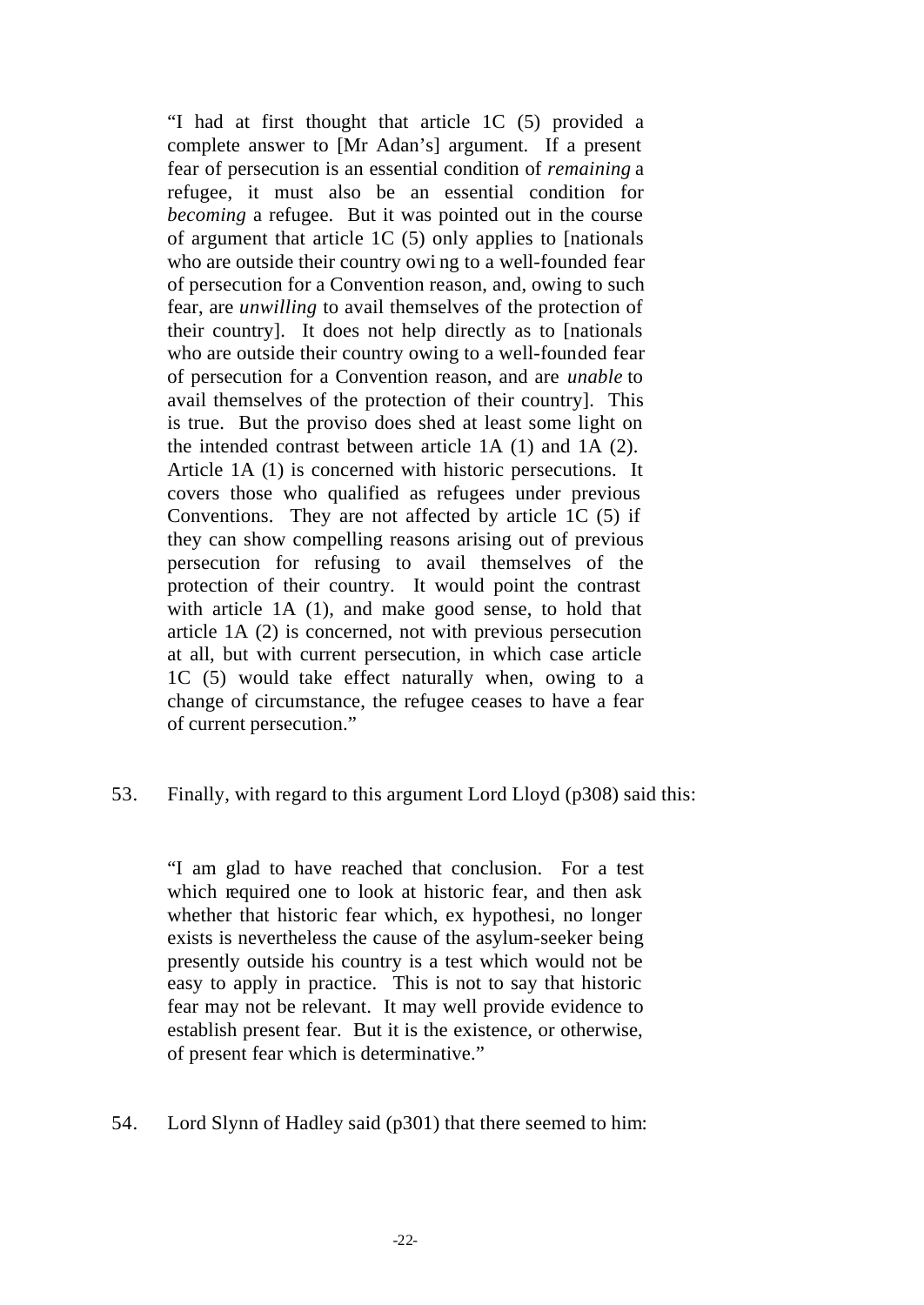> "I had at first thought that article 1C (5) provided a complete answer to [Mr Adan's] argument. If a present fear of persecution is an essential condition of *remaining* a refugee, it must also be an essential condition for *becoming* a refugee. But it was pointed out in the course of argument that article 1C (5) only applies to [nationals who are outside their country owing to a well-founded fear of persecution for a Convention reason, and, owing to such fear, are *unwilling* to avail themselves of the protection of their country]. It does not help directly as to [nationals who are outside their country owing to a well-founded fear of persecution for a Convention reason, and are *unable* to avail themselves of the protection of their country]. This is true. But the proviso does shed at least some light on the intended contrast between article 1A (1) and 1A (2). Article 1A (1) is concerned with historic persecutions. It covers those who qualified as refugees under previous Conventions. They are not affected by article 1C (5) if they can show compelling reasons arising out of previous persecution for refusing to avail themselves of the protection of their country. It would point the contrast with article 1A (1), and make good sense, to hold that article 1A (2) is concerned, not with previous persecution at all, but with current persecution, in which case article 1C (5) would take effect naturally when, owing to a change of circumstance, the refugee ceases to have a fear of current persecution."

53. Finally, with regard to this argument Lord Lloyd (p308) said this:

> "I am glad to have reached that conclusion. For a test which required one to look at historic fear, and then ask whether that historic fear which, ex hypothesi, no longer exists is nevertheless the cause of the asylum-seeker being presently outside his country is a test which would not be easy to apply in practice. This is not to say that historic fear may not be relevant. It may well provide evidence to establish present fear. But it is the existence, or otherwise, of present fear which is determinative."

54. Lord Slynn of Hadley said (p301) that there seemed to him: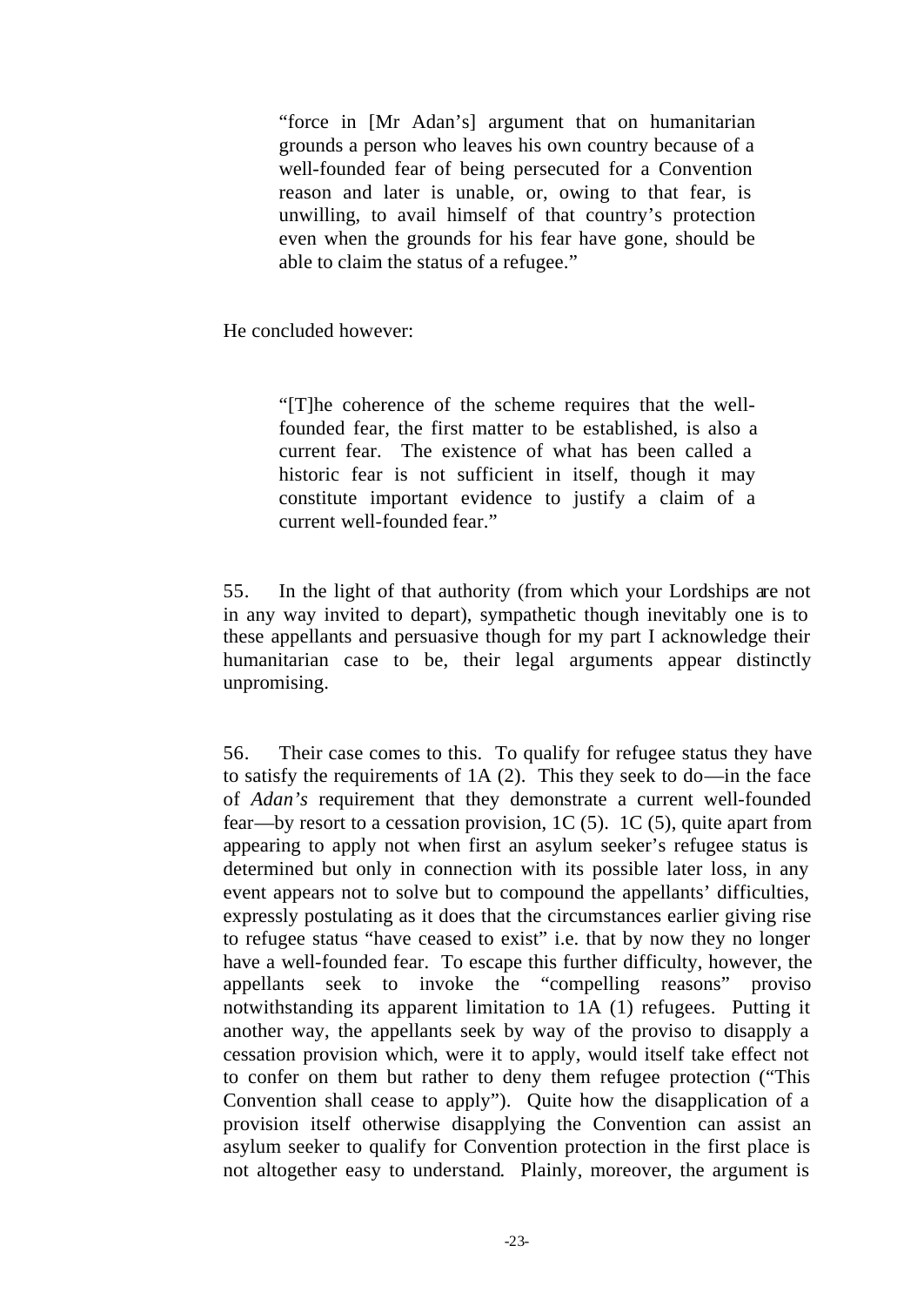> "force in [Mr Adan's] argument that on humanitarian grounds a person who leaves his own country because of a well-founded fear of being persecuted for a Convention reason and later is unable, or, owing to that fear, is unwilling, to avail himself of that country's protection even when the grounds for his fear have gone, should be able to claim the status of a refugee."

He concluded however:

> "[T]he coherence of the scheme requires that the well-founded fear, the first matter to be established, is also a current fear. The existence of what has been called a historic fear is not sufficient in itself, though it may constitute important evidence to justify a claim of a current well-founded fear."

55. In the light of that authority (from which your Lordships are not in any way invited to depart), sympathetic though inevitably one is to these appellants and persuasive though for my part I acknowledge their humanitarian case to be, their legal arguments appear distinctly unpromising.

56. Their case comes to this. To qualify for refugee status they have to satisfy the requirements of 1A (2). This they seek to do—in the face of *Adan's* requirement that they demonstrate a current well-founded fear—by resort to a cessation provision, 1C (5). 1C (5), quite apart from appearing to apply not when first an asylum seeker's refugee status is determined but only in connection with its possible later loss, in any event appears not to solve but to compound the appellants' difficulties, expressly postulating as it does that the circumstances earlier giving rise to refugee status "have ceased to exist" i.e. that by now they no longer have a well-founded fear. To escape this further difficulty, however, the appellants seek to invoke the "compelling reasons" proviso notwithstanding its apparent limitation to 1A (1) refugees. Putting it another way, the appellants seek by way of the proviso to disapply a cessation provision which, were it to apply, would itself take effect not to confer on them but rather to deny them refugee protection ("This Convention shall cease to apply"). Quite how the disapplication of a provision itself otherwise disapplying the Convention can assist an asylum seeker to qualify for Convention protection in the first place is not altogether easy to understand. Plainly, moreover, the argument is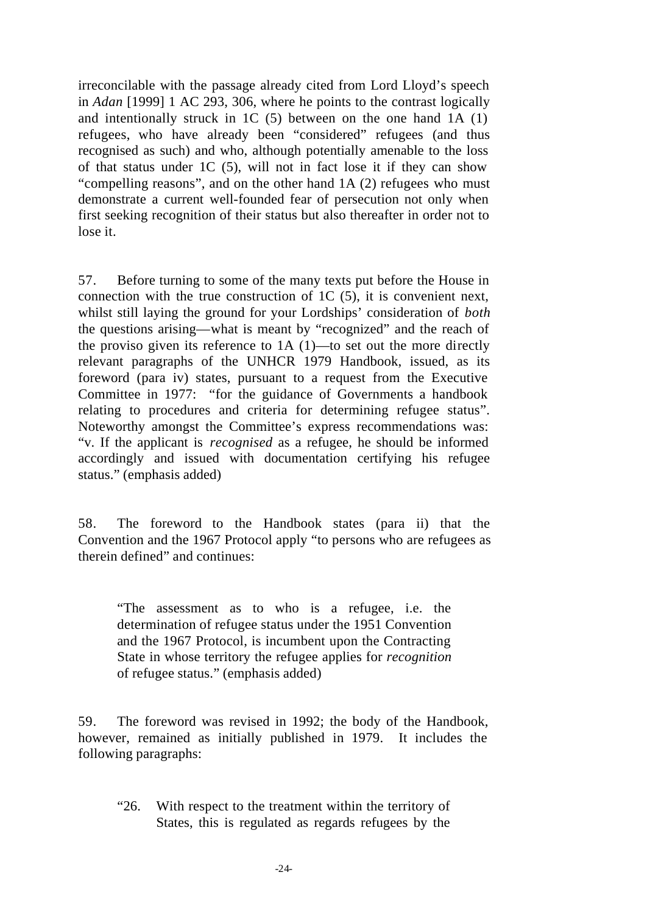irreconcilable with the passage already cited from Lord Lloyd's speech in *Adan* [1999] 1 AC 293, 306, where he points to the contrast logically and intentionally struck in 1C (5) between on the one hand 1A (1) refugees, who have already been "considered" refugees (and thus recognised as such) and who, although potentially amenable to the loss of that status under 1C (5), will not in fact lose it if they can show "compelling reasons", and on the other hand 1A (2) refugees who must demonstrate a current well-founded fear of persecution not only when first seeking recognition of their status but also thereafter in order not to lose it.

57. Before turning to some of the many texts put before the House in connection with the true construction of 1C (5), it is convenient next, whilst still laying the ground for your Lordships' consideration of *both* the questions arising—what is meant by "recognized" and the reach of the proviso given its reference to 1A (1)—to set out the more directly relevant paragraphs of the UNHCR 1979 Handbook, issued, as its foreword (para iv) states, pursuant to a request from the Executive Committee in 1977: "for the guidance of Governments a handbook relating to procedures and criteria for determining refugee status". Noteworthy amongst the Committee's express recommendations was: "v. If the applicant is *recognised* as a refugee, he should be informed accordingly and issued with documentation certifying his refugee status." (emphasis added)

58. The foreword to the Handbook states (para ii) that the Convention and the 1967 Protocol apply "to persons who are refugees as therein defined" and continues:

> "The assessment as to who is a refugee, i.e. the determination of refugee status under the 1951 Convention and the 1967 Protocol, is incumbent upon the Contracting State in whose territory the refugee applies for *recognition* of refugee status." (emphasis added)

59. The foreword was revised in 1992; the body of the Handbook, however, remained as initially published in 1979. It includes the following paragraphs:

> "26. With respect to the treatment within the territory of States, this is regulated as regards refugees by the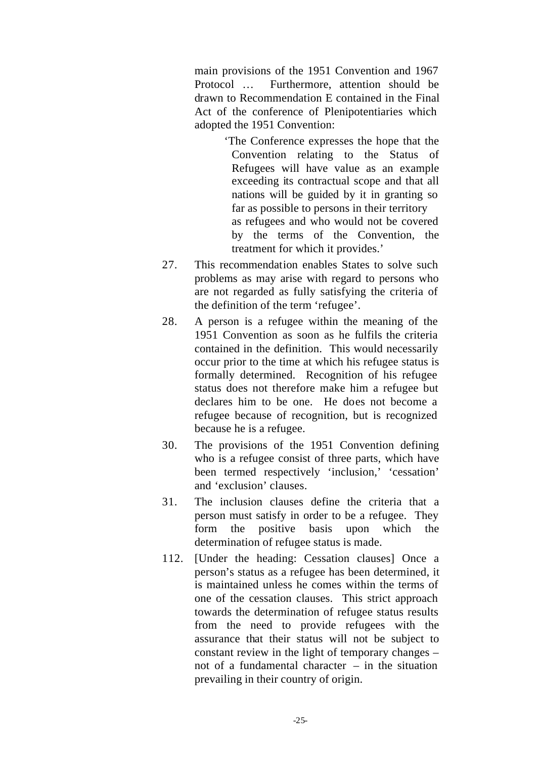main provisions of the 1951 Convention and 1967 Protocol … Furthermore, attention should be drawn to Recommendation E contained in the Final Act of the conference of Plenipotentiaries which adopted the 1951 Convention:

> 'The Conference expresses the hope that the Convention relating to the Status of Refugees will have value as an example exceeding its contractual scope and that all nations will be guided by it in granting so far as possible to persons in their territory as refugees and who would not be covered by the terms of the Convention, the treatment for which it provides.'

27. This recommendation enables States to solve such problems as may arise with regard to persons who are not regarded as fully satisfying the criteria of the definition of the term 'refugee'.

28. A person is a refugee within the meaning of the 1951 Convention as soon as he fulfils the criteria contained in the definition. This would necessarily occur prior to the time at which his refugee status is formally determined. Recognition of his refugee status does not therefore make him a refugee but declares him to be one. He does not become a refugee because of recognition, but is recognized because he is a refugee.

30. The provisions of the 1951 Convention defining who is a refugee consist of three parts, which have been termed respectively 'inclusion,' 'cessation' and 'exclusion' clauses.

31. The inclusion clauses define the criteria that a person must satisfy in order to be a refugee. They form the positive basis upon which the determination of refugee status is made.

112. [Under the heading: Cessation clauses] Once a person's status as a refugee has been determined, it is maintained unless he comes within the terms of one of the cessation clauses. This strict approach towards the determination of refugee status results from the need to provide refugees with the assurance that their status will not be subject to constant review in the light of temporary changes – not of a fundamental character – in the situation prevailing in their country of origin.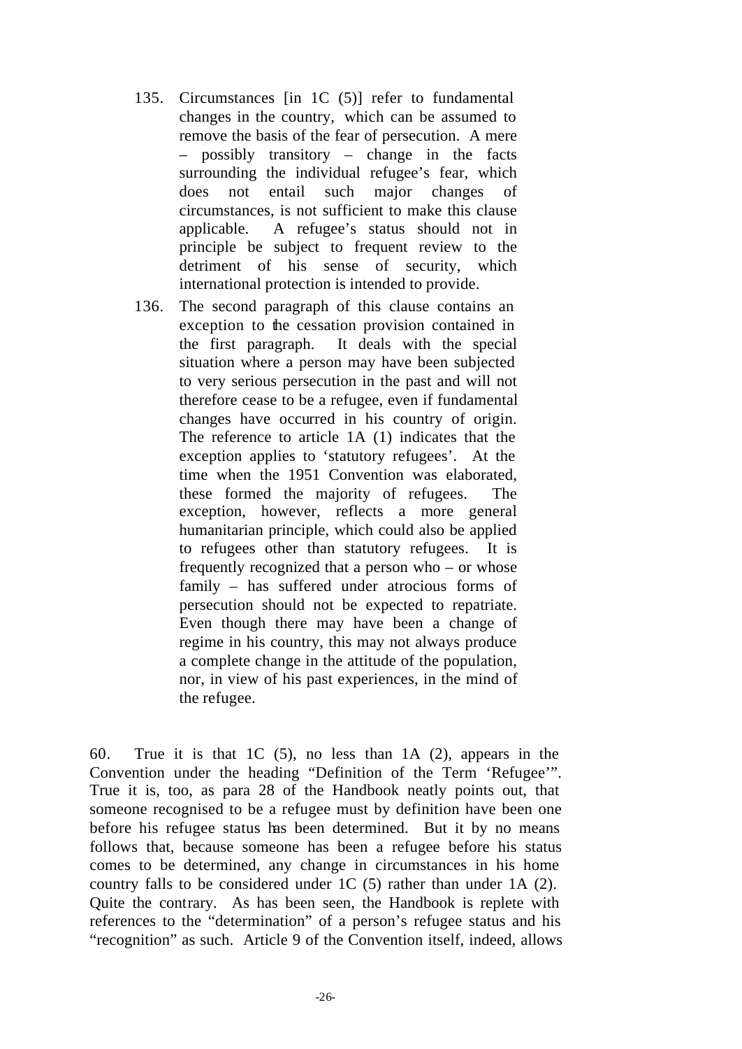> 135. Circumstances [in 1C (5)] refer to fundamental changes in the country, which can be assumed to remove the basis of the fear of persecution. A mere – possibly transitory – change in the facts surrounding the individual refugee's fear, which does not entail such major changes of circumstances, is not sufficient to make this clause applicable. A refugee's status should not in principle be subject to frequent review to the detriment of his sense of security, which international protection is intended to provide.
>
> 136. The second paragraph of this clause contains an exception to the cessation provision contained in the first paragraph. It deals with the special situation where a person may have been subjected to very serious persecution in the past and will not therefore cease to be a refugee, even if fundamental changes have occurred in his country of origin. The reference to article 1A (1) indicates that the exception applies to 'statutory refugees'. At the time when the 1951 Convention was elaborated, these formed the majority of refugees. The exception, however, reflects a more general humanitarian principle, which could also be applied to refugees other than statutory refugees. It is frequently recognized that a person who – or whose family – has suffered under atrocious forms of persecution should not be expected to repatriate. Even though there may have been a change of regime in his country, this may not always produce a complete change in the attitude of the population, nor, in view of his past experiences, in the mind of the refugee.

60. True it is that 1C (5), no less than 1A (2), appears in the Convention under the heading "Definition of the Term 'Refugee'". True it is, too, as para 28 of the Handbook neatly points out, that someone recognised to be a refugee must by definition have been one before his refugee status has been determined. But it by no means follows that, because someone has been a refugee before his status comes to be determined, any change in circumstances in his home country falls to be considered under 1C (5) rather than under 1A (2). Quite the contrary. As has been seen, the Handbook is replete with references to the "determination" of a person's refugee status and his "recognition" as such. Article 9 of the Convention itself, indeed, allows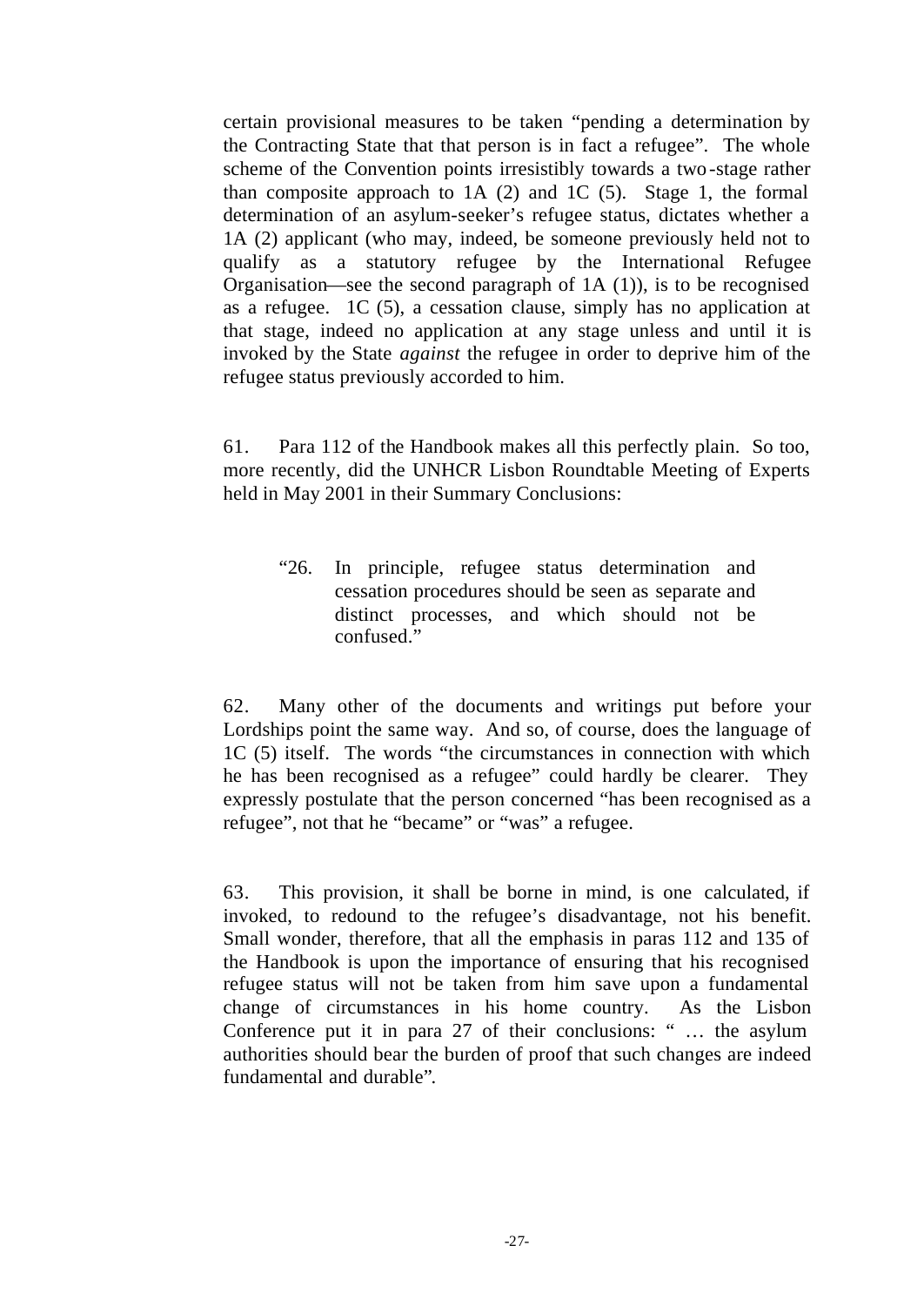certain provisional measures to be taken "pending a determination by the Contracting State that that person is in fact a refugee". The whole scheme of the Convention points irresistibly towards a two-stage rather than composite approach to 1A (2) and 1C (5). Stage 1, the formal determination of an asylum-seeker's refugee status, dictates whether a 1A (2) applicant (who may, indeed, be someone previously held not to qualify as a statutory refugee by the International Refugee Organisation—see the second paragraph of 1A (1)), is to be recognised as a refugee. 1C (5), a cessation clause, simply has no application at that stage, indeed no application at any stage unless and until it is invoked by the State *against* the refugee in order to deprive him of the refugee status previously accorded to him.

61. Para 112 of the Handbook makes all this perfectly plain. So too, more recently, did the UNHCR Lisbon Roundtable Meeting of Experts held in May 2001 in their Summary Conclusions:

> "26. In principle, refugee status determination and cessation procedures should be seen as separate and distinct processes, and which should not be confused."

62. Many other of the documents and writings put before your Lordships point the same way. And so, of course, does the language of 1C (5) itself. The words "the circumstances in connection with which he has been recognised as a refugee" could hardly be clearer. They expressly postulate that the person concerned "has been recognised as a refugee", not that he "became" or "was" a refugee.

63. This provision, it shall be borne in mind, is one calculated, if invoked, to redound to the refugee's disadvantage, not his benefit. Small wonder, therefore, that all the emphasis in paras 112 and 135 of the Handbook is upon the importance of ensuring that his recognised refugee status will not be taken from him save upon a fundamental change of circumstances in his home country. As the Lisbon Conference put it in para 27 of their conclusions: " … the asylum authorities should bear the burden of proof that such changes are indeed fundamental and durable".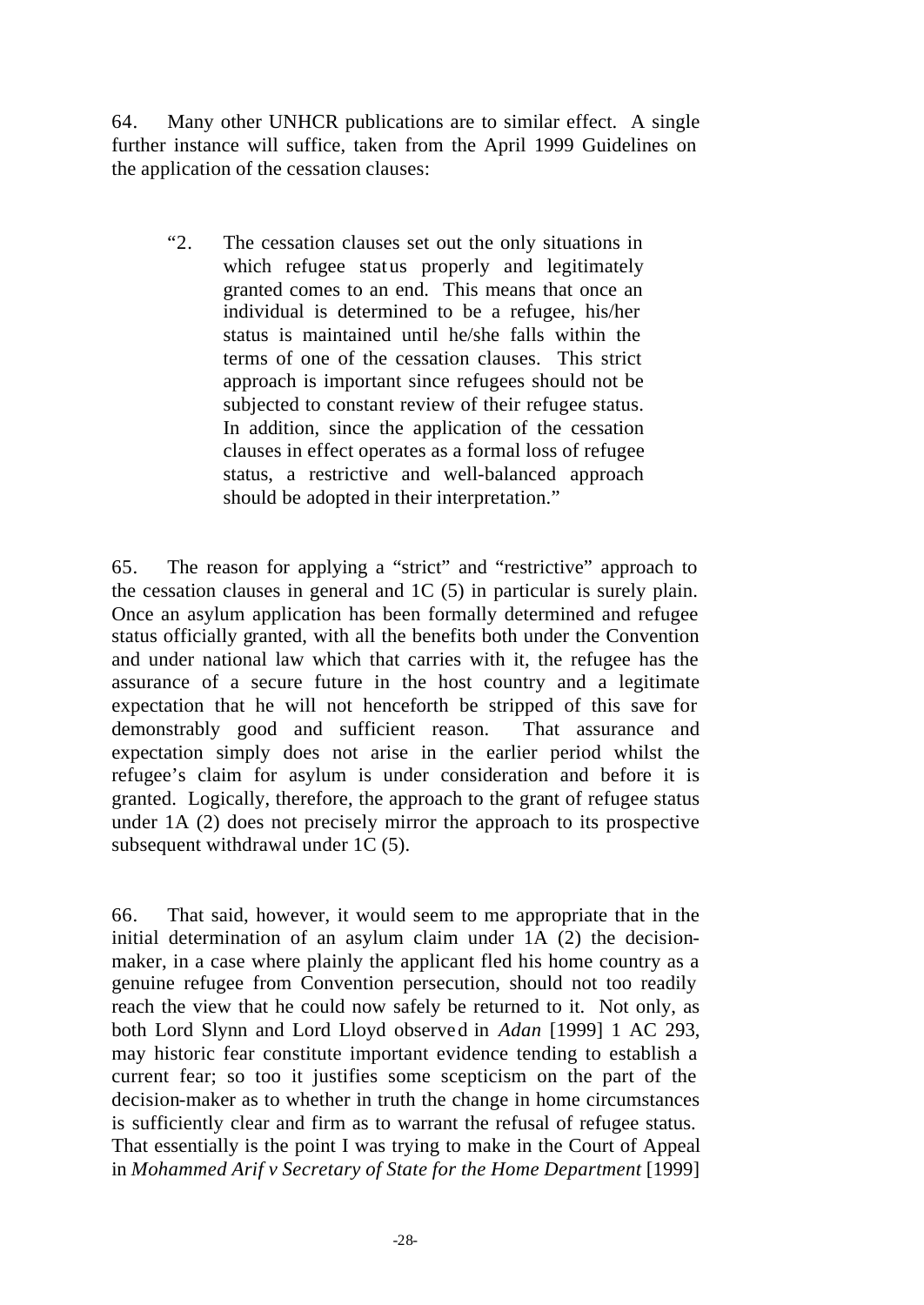64. Many other UNHCR publications are to similar effect. A single further instance will suffice, taken from the April 1999 Guidelines on the application of the cessation clauses:

> "2. The cessation clauses set out the only situations in which refugee status properly and legitimately granted comes to an end. This means that once an individual is determined to be a refugee, his/her status is maintained until he/she falls within the terms of one of the cessation clauses. This strict approach is important since refugees should not be subjected to constant review of their refugee status. In addition, since the application of the cessation clauses in effect operates as a formal loss of refugee status, a restrictive and well-balanced approach should be adopted in their interpretation."

65. The reason for applying a "strict" and "restrictive" approach to the cessation clauses in general and 1C (5) in particular is surely plain. Once an asylum application has been formally determined and refugee status officially granted, with all the benefits both under the Convention and under national law which that carries with it, the refugee has the assurance of a secure future in the host country and a legitimate expectation that he will not henceforth be stripped of this save for demonstrably good and sufficient reason. That assurance and expectation simply does not arise in the earlier period whilst the refugee's claim for asylum is under consideration and before it is granted. Logically, therefore, the approach to the grant of refugee status under 1A (2) does not precisely mirror the approach to its prospective subsequent withdrawal under 1C (5).

66. That said, however, it would seem to me appropriate that in the initial determination of an asylum claim under 1A (2) the decision-maker, in a case where plainly the applicant fled his home country as a genuine refugee from Convention persecution, should not too readily reach the view that he could now safely be returned to it. Not only, as both Lord Slynn and Lord Lloyd observed in *Adan* [1999] 1 AC 293, may historic fear constitute important evidence tending to establish a current fear; so too it justifies some scepticism on the part of the decision-maker as to whether in truth the change in home circumstances is sufficiently clear and firm as to warrant the refusal of refugee status. That essentially is the point I was trying to make in the Court of Appeal in *Mohammed Arif v Secretary of State for the Home Department* [1999]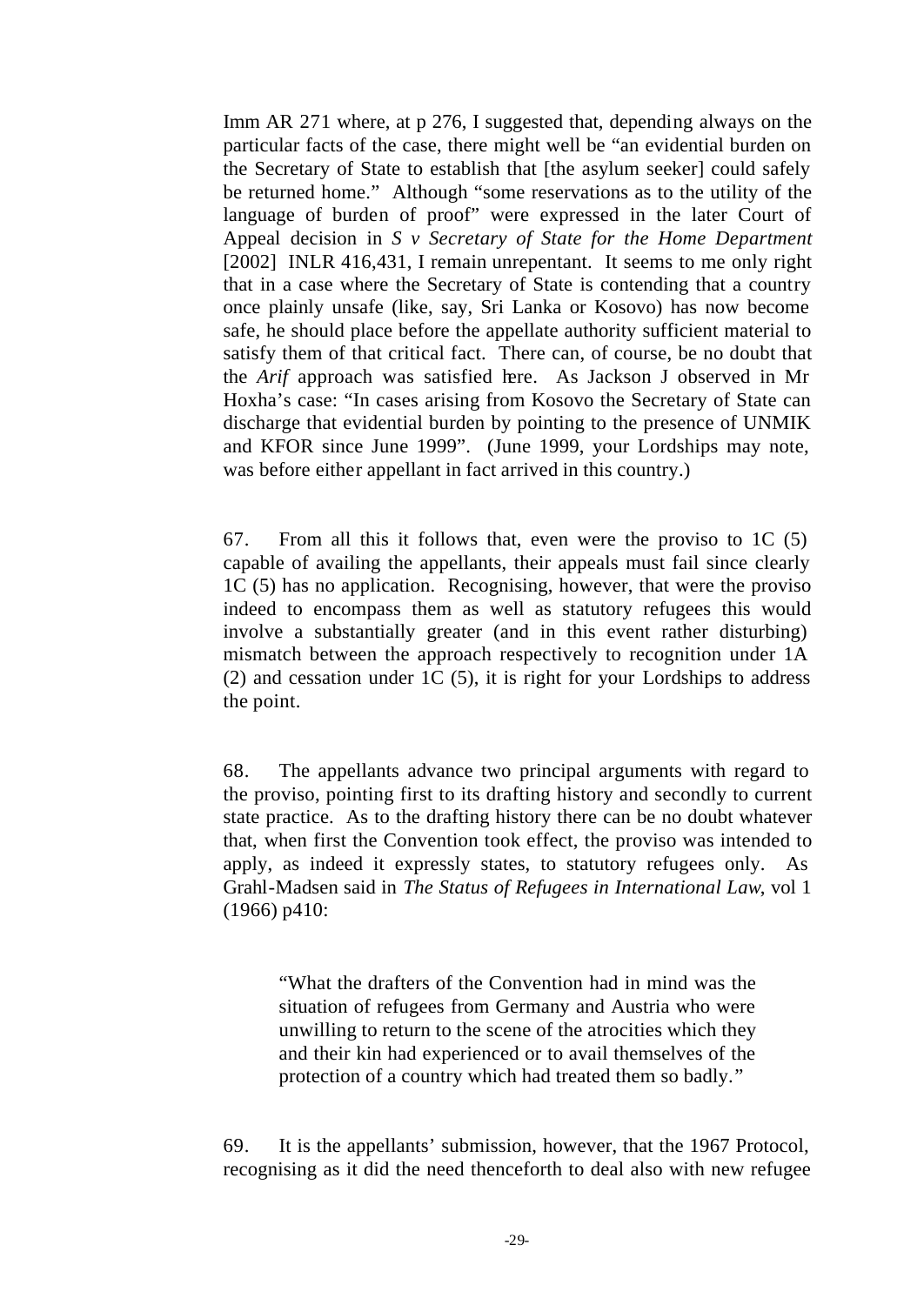Imm AR 271 where, at p 276, I suggested that, depending always on the particular facts of the case, there might well be "an evidential burden on the Secretary of State to establish that [the asylum seeker] could safely be returned home." Although "some reservations as to the utility of the language of burden of proof" were expressed in the later Court of Appeal decision in *S v Secretary of State for the Home Department* [2002] INLR 416,431, I remain unrepentant. It seems to me only right that in a case where the Secretary of State is contending that a country once plainly unsafe (like, say, Sri Lanka or Kosovo) has now become safe, he should place before the appellate authority sufficient material to satisfy them of that critical fact. There can, of course, be no doubt that the *Arif* approach was satisfied here. As Jackson J observed in Mr Hoxha's case: "In cases arising from Kosovo the Secretary of State can discharge that evidential burden by pointing to the presence of UNMIK and KFOR since June 1999". (June 1999, your Lordships may note, was before either appellant in fact arrived in this country.)

67. From all this it follows that, even were the proviso to 1C (5) capable of availing the appellants, their appeals must fail since clearly 1C (5) has no application. Recognising, however, that were the proviso indeed to encompass them as well as statutory refugees this would involve a substantially greater (and in this event rather disturbing) mismatch between the approach respectively to recognition under 1A (2) and cessation under 1C (5), it is right for your Lordships to address the point.

68. The appellants advance two principal arguments with regard to the proviso, pointing first to its drafting history and secondly to current state practice. As to the drafting history there can be no doubt whatever that, when first the Convention took effect, the proviso was intended to apply, as indeed it expressly states, to statutory refugees only. As Grahl-Madsen said in *The Status of Refugees in International Law*, vol 1 (1966) p410:

> "What the drafters of the Convention had in mind was the situation of refugees from Germany and Austria who were unwilling to return to the scene of the atrocities which they and their kin had experienced or to avail themselves of the protection of a country which had treated them so badly."

69. It is the appellants' submission, however, that the 1967 Protocol, recognising as it did the need thenceforth to deal also with new refugee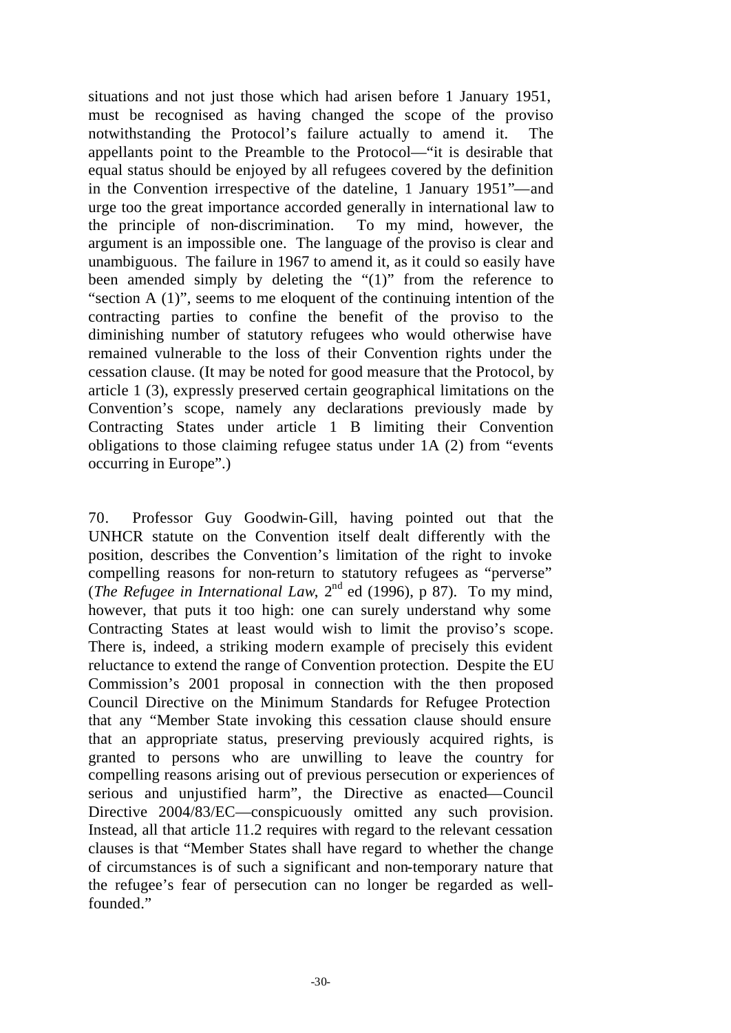situations and not just those which had arisen before 1 January 1951, must be recognised as having changed the scope of the proviso notwithstanding the Protocol's failure actually to amend it. The appellants point to the Preamble to the Protocol—"it is desirable that equal status should be enjoyed by all refugees covered by the definition in the Convention irrespective of the dateline, 1 January 1951"—and urge too the great importance accorded generally in international law to the principle of non-discrimination. To my mind, however, the argument is an impossible one. The language of the proviso is clear and unambiguous. The failure in 1967 to amend it, as it could so easily have been amended simply by deleting the "(1)" from the reference to "section A (1)", seems to me eloquent of the continuing intention of the contracting parties to confine the benefit of the proviso to the diminishing number of statutory refugees who would otherwise have remained vulnerable to the loss of their Convention rights under the cessation clause. (It may be noted for good measure that the Protocol, by article 1 (3), expressly preserved certain geographical limitations on the Convention's scope, namely any declarations previously made by Contracting States under article 1 B limiting their Convention obligations to those claiming refugee status under 1A (2) from "events occurring in Europe".)

70. Professor Guy Goodwin-Gill, having pointed out that the UNHCR statute on the Convention itself dealt differently with the position, describes the Convention's limitation of the right to invoke compelling reasons for non-return to statutory refugees as "perverse" (*The Refugee in International Law*, 2nd ed (1996), p 87). To my mind, however, that puts it too high: one can surely understand why some Contracting States at least would wish to limit the proviso's scope. There is, indeed, a striking modern example of precisely this evident reluctance to extend the range of Convention protection. Despite the EU Commission's 2001 proposal in connection with the then proposed Council Directive on the Minimum Standards for Refugee Protection that any "Member State invoking this cessation clause should ensure that an appropriate status, preserving previously acquired rights, is granted to persons who are unwilling to leave the country for compelling reasons arising out of previous persecution or experiences of serious and unjustified harm", the Directive as enacted—Council Directive 2004/83/EC—conspicuously omitted any such provision. Instead, all that article 11.2 requires with regard to the relevant cessation clauses is that "Member States shall have regard to whether the change of circumstances is of such a significant and non-temporary nature that the refugee's fear of persecution can no longer be regarded as well-founded."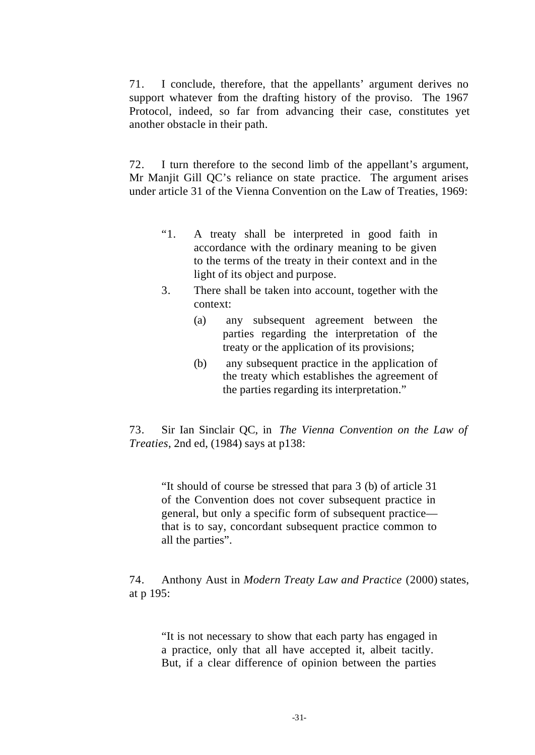71. I conclude, therefore, that the appellants' argument derives no support whatever from the drafting history of the proviso. The 1967 Protocol, indeed, so far from advancing their case, constitutes yet another obstacle in their path.

72. I turn therefore to the second limb of the appellant's argument, Mr Manjit Gill QC's reliance on state practice. The argument arises under article 31 of the Vienna Convention on the Law of Treaties, 1969:

> "1. A treaty shall be interpreted in good faith in accordance with the ordinary meaning to be given to the terms of the treaty in their context and in the light of its object and purpose.
>
> 3. There shall be taken into account, together with the context:
>
> (a) any subsequent agreement between the parties regarding the interpretation of the treaty or the application of its provisions;
>
> (b) any subsequent practice in the application of the treaty which establishes the agreement of the parties regarding its interpretation."

73. Sir Ian Sinclair QC, in *The Vienna Convention on the Law of Treaties*, 2nd ed, (1984) says at p138:

> "It should of course be stressed that para 3 (b) of article 31 of the Convention does not cover subsequent practice in general, but only a specific form of subsequent practice— that is to say, concordant subsequent practice common to all the parties".

74. Anthony Aust in *Modern Treaty Law and Practice* (2000) states, at p 195:

> "It is not necessary to show that each party has engaged in a practice, only that all have accepted it, albeit tacitly. But, if a clear difference of opinion between the parties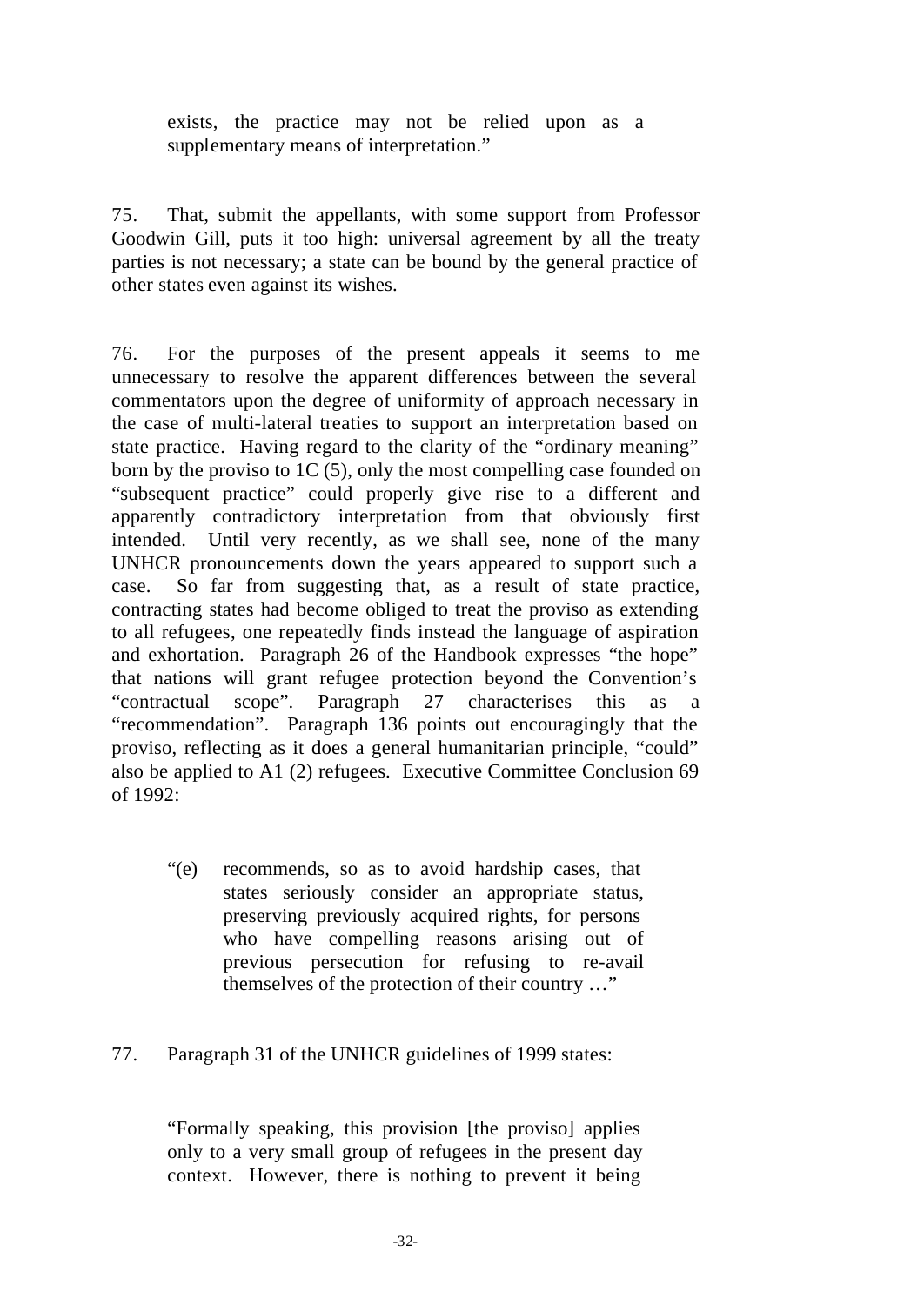exists, the practice may not be relied upon as a supplementary means of interpretation."

75. That, submit the appellants, with some support from Professor Goodwin Gill, puts it too high: universal agreement by all the treaty parties is not necessary; a state can be bound by the general practice of other states even against its wishes.

76. For the purposes of the present appeals it seems to me unnecessary to resolve the apparent differences between the several commentators upon the degree of uniformity of approach necessary in the case of multi-lateral treaties to support an interpretation based on state practice. Having regard to the clarity of the "ordinary meaning" born by the proviso to 1C (5), only the most compelling case founded on "subsequent practice" could properly give rise to a different and apparently contradictory interpretation from that obviously first intended. Until very recently, as we shall see, none of the many UNHCR pronouncements down the years appeared to support such a case. So far from suggesting that, as a result of state practice, contracting states had become obliged to treat the proviso as extending to all refugees, one repeatedly finds instead the language of aspiration and exhortation. Paragraph 26 of the Handbook expresses "the hope" that nations will grant refugee protection beyond the Convention's "contractual scope". Paragraph 27 characterises this as a "recommendation". Paragraph 136 points out encouragingly that the proviso, reflecting as it does a general humanitarian principle, "could" also be applied to A1 (2) refugees. Executive Committee Conclusion 69 of 1992:

> "(e) recommends, so as to avoid hardship cases, that states seriously consider an appropriate status, preserving previously acquired rights, for persons who have compelling reasons arising out of previous persecution for refusing to re-avail themselves of the protection of their country …"

77. Paragraph 31 of the UNHCR guidelines of 1999 states:

> "Formally speaking, this provision [the proviso] applies only to a very small group of refugees in the present day context. However, there is nothing to prevent it being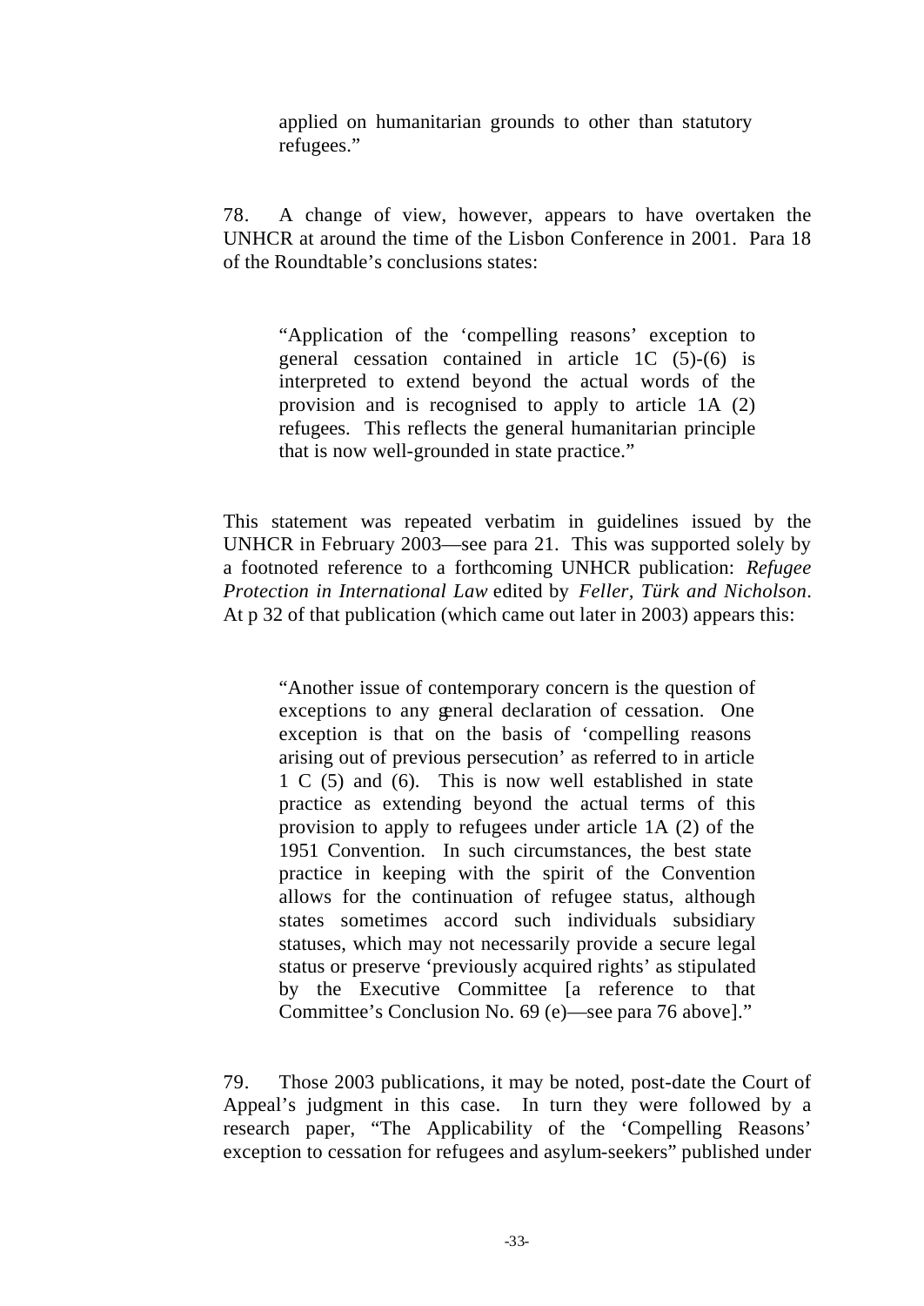> applied on humanitarian grounds to other than statutory refugees."

78. A change of view, however, appears to have overtaken the UNHCR at around the time of the Lisbon Conference in 2001. Para 18 of the Roundtable's conclusions states:

> "Application of the 'compelling reasons' exception to general cessation contained in article 1C (5)-(6) is interpreted to extend beyond the actual words of the provision and is recognised to apply to article 1A (2) refugees. This reflects the general humanitarian principle that is now well-grounded in state practice."

This statement was repeated verbatim in guidelines issued by the UNHCR in February 2003—see para 21. This was supported solely by a footnoted reference to a forthcoming UNHCR publication: *Refugee Protection in International Law* edited by *Feller, Türk and Nicholson*. At p 32 of that publication (which came out later in 2003) appears this:

> "Another issue of contemporary concern is the question of exceptions to any general declaration of cessation. One exception is that on the basis of 'compelling reasons arising out of previous persecution' as referred to in article 1 C (5) and (6). This is now well established in state practice as extending beyond the actual terms of this provision to apply to refugees under article 1A (2) of the 1951 Convention. In such circumstances, the best state practice in keeping with the spirit of the Convention allows for the continuation of refugee status, although states sometimes accord such individuals subsidiary statuses, which may not necessarily provide a secure legal status or preserve 'previously acquired rights' as stipulated by the Executive Committee [a reference to that Committee's Conclusion No. 69 (e)—see para 76 above]."

79. Those 2003 publications, it may be noted, post-date the Court of Appeal's judgment in this case. In turn they were followed by a research paper, "The Applicability of the 'Compelling Reasons' exception to cessation for refugees and asylum-seekers" published under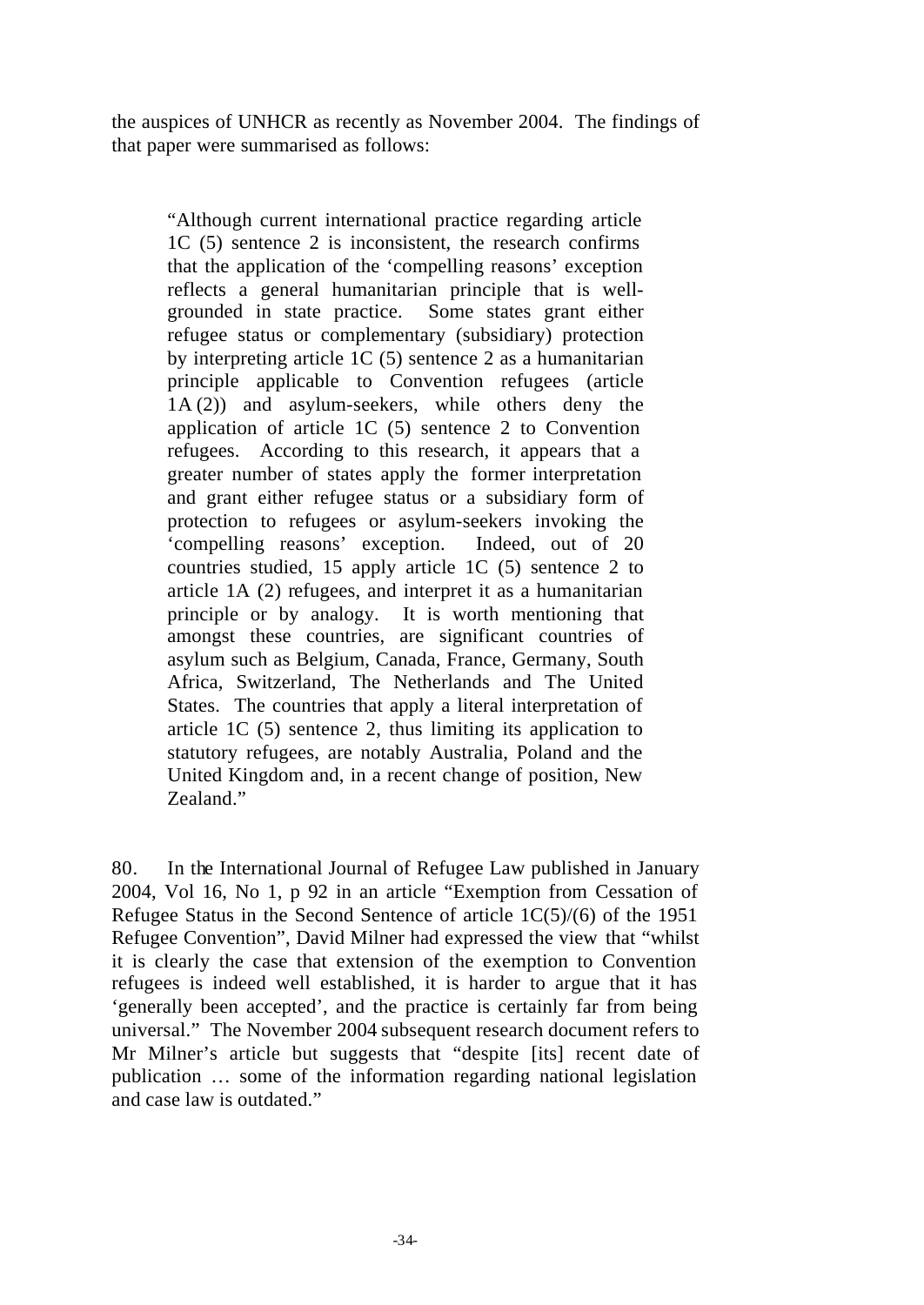the auspices of UNHCR as recently as November 2004. The findings of that paper were summarised as follows:

> "Although current international practice regarding article 1C (5) sentence 2 is inconsistent, the research confirms that the application of the 'compelling reasons' exception reflects a general humanitarian principle that is well-grounded in state practice. Some states grant either refugee status or complementary (subsidiary) protection by interpreting article 1C (5) sentence 2 as a humanitarian principle applicable to Convention refugees (article 1A (2)) and asylum-seekers, while others deny the application of article 1C (5) sentence 2 to Convention refugees. According to this research, it appears that a greater number of states apply the former interpretation and grant either refugee status or a subsidiary form of protection to refugees or asylum-seekers invoking the 'compelling reasons' exception. Indeed, out of 20 countries studied, 15 apply article 1C (5) sentence 2 to article 1A (2) refugees, and interpret it as a humanitarian principle or by analogy. It is worth mentioning that amongst these countries, are significant countries of asylum such as Belgium, Canada, France, Germany, South Africa, Switzerland, The Netherlands and The United States. The countries that apply a literal interpretation of article 1C (5) sentence 2, thus limiting its application to statutory refugees, are notably Australia, Poland and the United Kingdom and, in a recent change of position, New Zealand."

80. In the International Journal of Refugee Law published in January 2004, Vol 16, No 1, p 92 in an article "Exemption from Cessation of Refugee Status in the Second Sentence of article 1C(5)/(6) of the 1951 Refugee Convention", David Milner had expressed the view that "whilst it is clearly the case that extension of the exemption to Convention refugees is indeed well established, it is harder to argue that it has 'generally been accepted', and the practice is certainly far from being universal." The November 2004 subsequent research document refers to Mr Milner's article but suggests that "despite [its] recent date of publication … some of the information regarding national legislation and case law is outdated."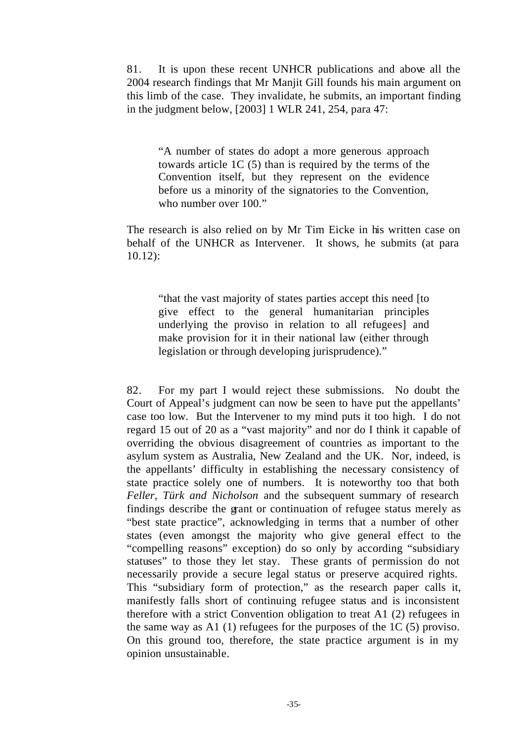81. It is upon these recent UNHCR publications and above all the 2004 research findings that Mr Manjit Gill founds his main argument on this limb of the case. They invalidate, he submits, an important finding in the judgment below, [2003] 1 WLR 241, 254, para 47:

> "A number of states do adopt a more generous approach towards article 1C (5) than is required by the terms of the Convention itself, but they represent on the evidence before us a minority of the signatories to the Convention, who number over 100."

The research is also relied on by Mr Tim Eicke in his written case on behalf of the UNHCR as Intervener. It shows, he submits (at para 10.12):

> "that the vast majority of states parties accept this need [to give effect to the general humanitarian principles underlying the proviso in relation to all refugees] and make provision for it in their national law (either through legislation or through developing jurisprudence)."

82. For my part I would reject these submissions. No doubt the Court of Appeal's judgment can now be seen to have put the appellants' case too low. But the Intervener to my mind puts it too high. I do not regard 15 out of 20 as a "vast majority" and nor do I think it capable of overriding the obvious disagreement of countries as important to the asylum system as Australia, New Zealand and the UK. Nor, indeed, is the appellants' difficulty in establishing the necessary consistency of state practice solely one of numbers. It is noteworthy too that both *Feller, Türk and Nicholson* and the subsequent summary of research findings describe the grant or continuation of refugee status merely as "best state practice", acknowledging in terms that a number of other states (even amongst the majority who give general effect to the "compelling reasons" exception) do so only by according "subsidiary statuses" to those they let stay. These grants of permission do not necessarily provide a secure legal status or preserve acquired rights. This "subsidiary form of protection," as the research paper calls it, manifestly falls short of continuing refugee status and is inconsistent therefore with a strict Convention obligation to treat A1 (2) refugees in the same way as A1 (1) refugees for the purposes of the 1C (5) proviso. On this ground too, therefore, the state practice argument is in my opinion unsustainable.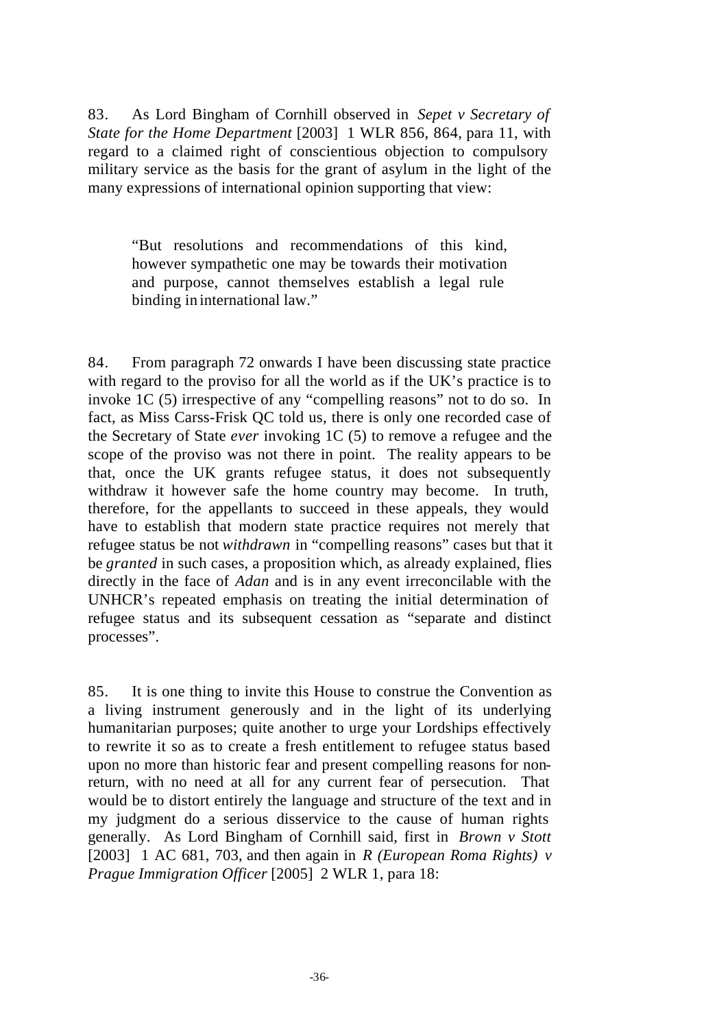83. As Lord Bingham of Cornhill observed in *Sepet v Secretary of State for the Home Department* [2003] 1 WLR 856, 864, para 11, with regard to a claimed right of conscientious objection to compulsory military service as the basis for the grant of asylum in the light of the many expressions of international opinion supporting that view:

> "But resolutions and recommendations of this kind, however sympathetic one may be towards their motivation and purpose, cannot themselves establish a legal rule binding in international law."

84. From paragraph 72 onwards I have been discussing state practice with regard to the proviso for all the world as if the UK's practice is to invoke 1C (5) irrespective of any "compelling reasons" not to do so. In fact, as Miss Carss-Frisk QC told us, there is only one recorded case of the Secretary of State *ever* invoking 1C (5) to remove a refugee and the scope of the proviso was not there in point. The reality appears to be that, once the UK grants refugee status, it does not subsequently withdraw it however safe the home country may become. In truth, therefore, for the appellants to succeed in these appeals, they would have to establish that modern state practice requires not merely that refugee status be not *withdrawn* in "compelling reasons" cases but that it be *granted* in such cases, a proposition which, as already explained, flies directly in the face of *Adan* and is in any event irreconcilable with the UNHCR's repeated emphasis on treating the initial determination of refugee status and its subsequent cessation as "separate and distinct processes".

85. It is one thing to invite this House to construe the Convention as a living instrument generously and in the light of its underlying humanitarian purposes; quite another to urge your Lordships effectively to rewrite it so as to create a fresh entitlement to refugee status based upon no more than historic fear and present compelling reasons for non-return, with no need at all for any current fear of persecution. That would be to distort entirely the language and structure of the text and in my judgment do a serious disservice to the cause of human rights generally. As Lord Bingham of Cornhill said, first in *Brown v Stott* [2003] 1 AC 681, 703, and then again in *R (European Roma Rights) v Prague Immigration Officer* [2005] 2 WLR 1, para 18: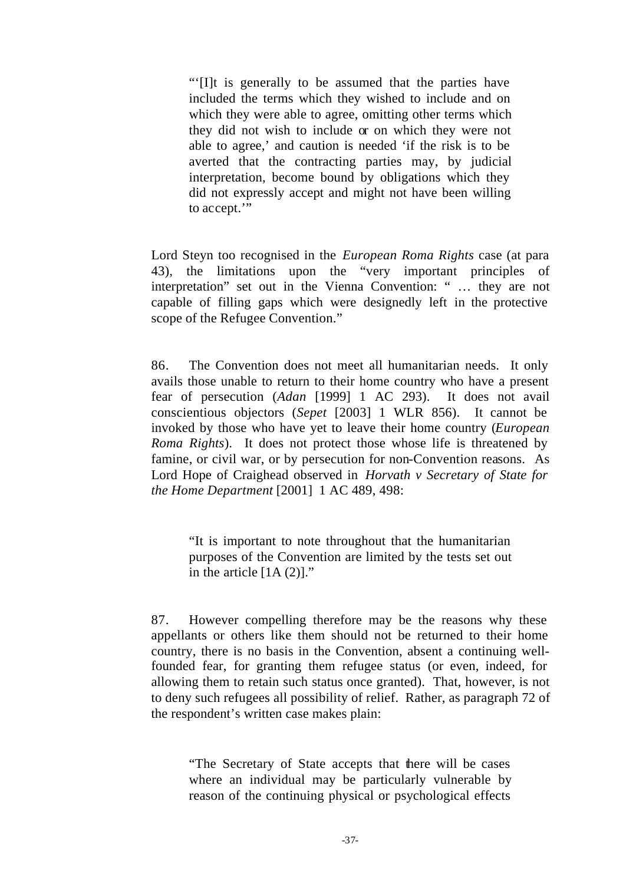> "'[I]t is generally to be assumed that the parties have included the terms which they wished to include and on which they were able to agree, omitting other terms which they did not wish to include or on which they were not able to agree,' and caution is needed 'if the risk is to be averted that the contracting parties may, by judicial interpretation, become bound by obligations which they did not expressly accept and might not have been willing to accept.'"

Lord Steyn too recognised in the *European Roma Rights* case (at para 43), the limitations upon the "very important principles of interpretation" set out in the Vienna Convention: " … they are not capable of filling gaps which were designedly left in the protective scope of the Refugee Convention."

86. The Convention does not meet all humanitarian needs. It only avails those unable to return to their home country who have a present fear of persecution (*Adan* [1999] 1 AC 293). It does not avail conscientious objectors (*Sepet* [2003] 1 WLR 856). It cannot be invoked by those who have yet to leave their home country (*European Roma Rights*). It does not protect those whose life is threatened by famine, or civil war, or by persecution for non-Convention reasons. As Lord Hope of Craighead observed in *Horvath v Secretary of State for the Home Department* [2001] 1 AC 489, 498:

> "It is important to note throughout that the humanitarian purposes of the Convention are limited by the tests set out in the article [1A (2)]."

87. However compelling therefore may be the reasons why these appellants or others like them should not be returned to their home country, there is no basis in the Convention, absent a continuing well-founded fear, for granting them refugee status (or even, indeed, for allowing them to retain such status once granted). That, however, is not to deny such refugees all possibility of relief. Rather, as paragraph 72 of the respondent's written case makes plain:

> "The Secretary of State accepts that there will be cases where an individual may be particularly vulnerable by reason of the continuing physical or psychological effects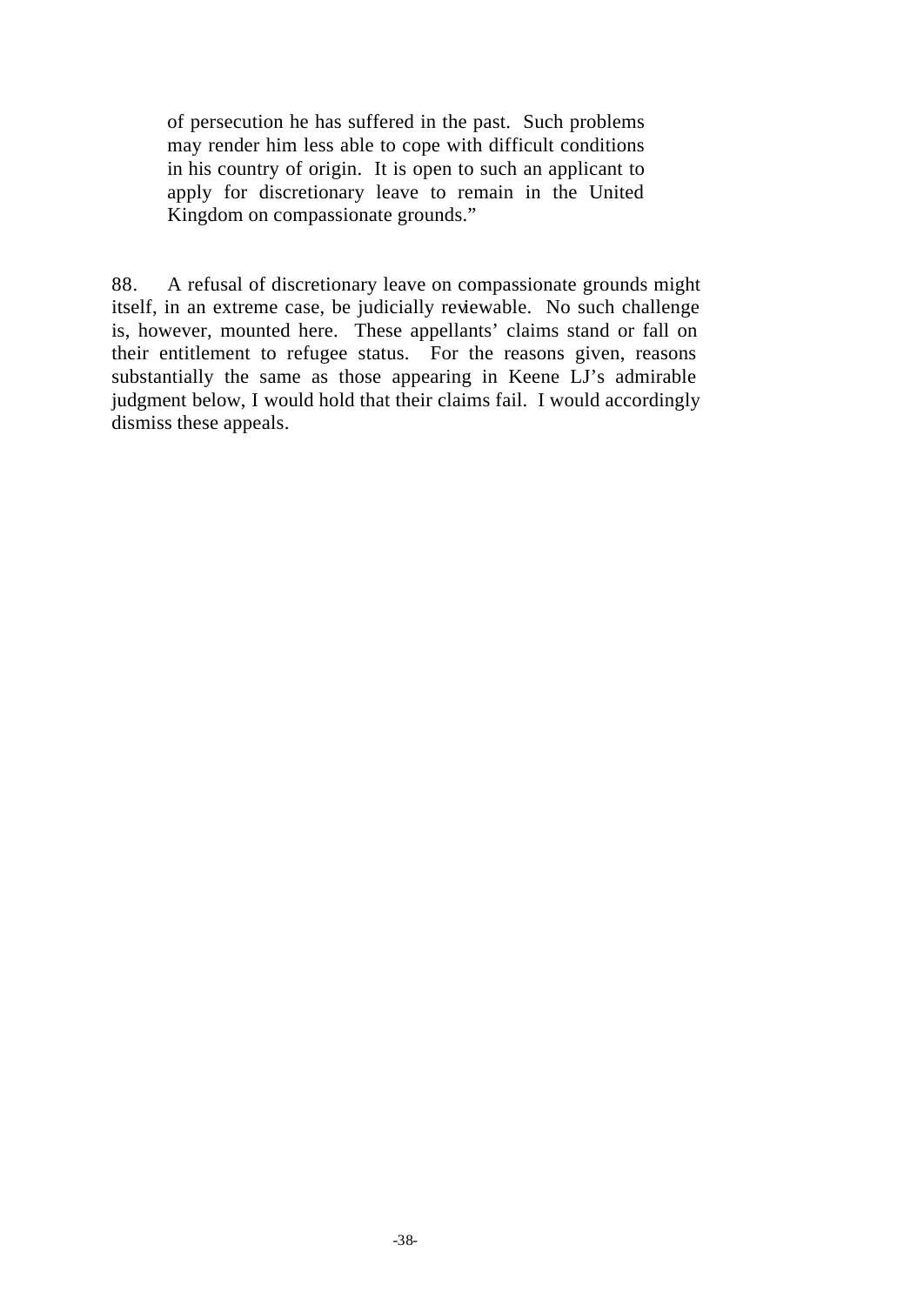> of persecution he has suffered in the past. Such problems may render him less able to cope with difficult conditions in his country of origin. It is open to such an applicant to apply for discretionary leave to remain in the United Kingdom on compassionate grounds."

88. A refusal of discretionary leave on compassionate grounds might itself, in an extreme case, be judicially reviewable. No such challenge is, however, mounted here. These appellants' claims stand or fall on their entitlement to refugee status. For the reasons given, reasons substantially the same as those appearing in Keene LJ's admirable judgment below, I would hold that their claims fail. I would accordingly dismiss these appeals.